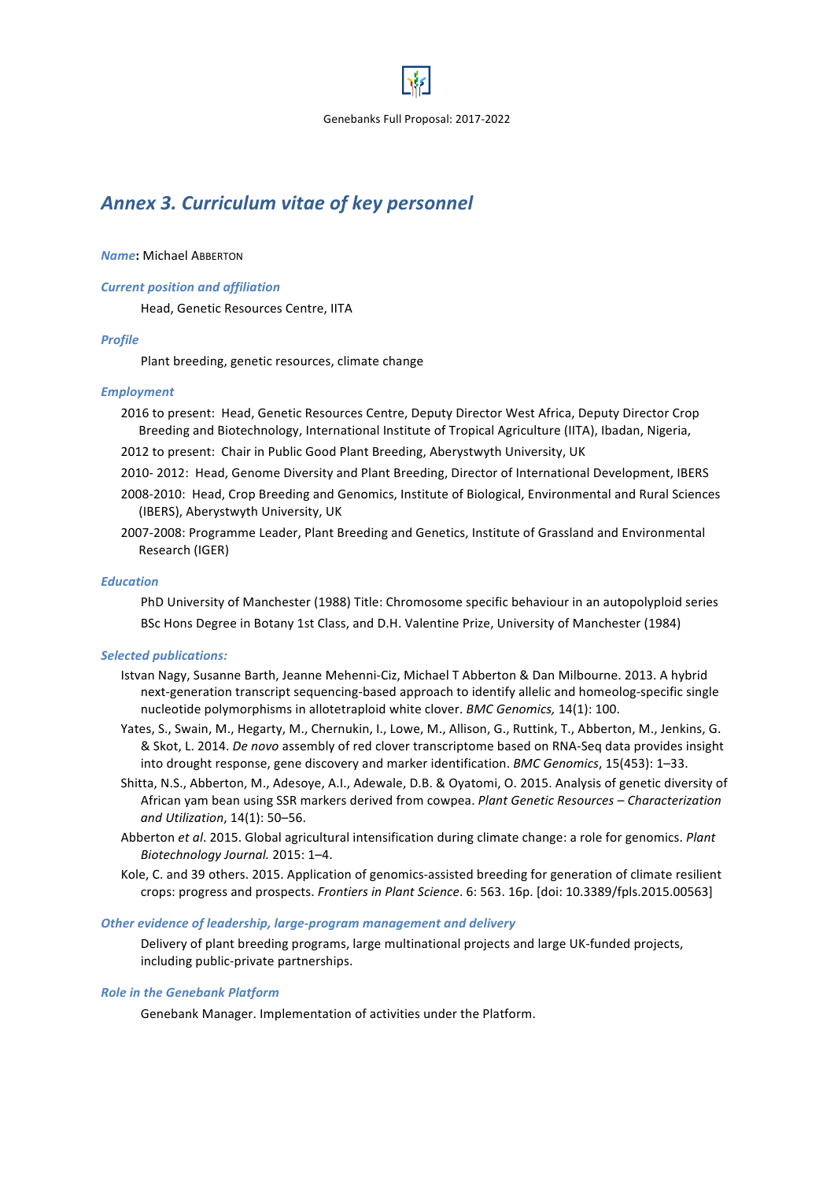Genebanks Full Proposal: 2017-2022

## *Annex 3. Curriculum vitae of key personnel*

***Name*: Michael ABBERTON**

***Current position and affiliation***

Head, Genetic Resources Centre, IITA

***Profile***

Plant breeding, genetic resources, climate change

***Employment***

2016 to present: Head, Genetic Resources Centre, Deputy Director West Africa, Deputy Director Crop Breeding and Biotechnology, International Institute of Tropical Agriculture (IITA), Ibadan, Nigeria,

2012 to present: Chair in Public Good Plant Breeding, Aberystwyth University, UK

2010- 2012: Head, Genome Diversity and Plant Breeding, Director of International Development, IBERS

2008-2010: Head, Crop Breeding and Genomics, Institute of Biological, Environmental and Rural Sciences (IBERS), Aberystwyth University, UK

2007-2008: Programme Leader, Plant Breeding and Genetics, Institute of Grassland and Environmental Research (IGER)

***Education***

PhD University of Manchester (1988) Title: Chromosome specific behaviour in an autopolyploid series

BSc Hons Degree in Botany 1st Class, and D.H. Valentine Prize, University of Manchester (1984)

***Selected publications:***

Istvan Nagy, Susanne Barth, Jeanne Mehenni-Ciz, Michael T Abberton & Dan Milbourne. 2013. A hybrid next-generation transcript sequencing-based approach to identify allelic and homeolog-specific single nucleotide polymorphisms in allotetraploid white clover. *BMC Genomics,* 14(1): 100.

Yates, S., Swain, M., Hegarty, M., Chernukin, I., Lowe, M., Allison, G., Ruttink, T., Abberton, M., Jenkins, G. & Skot, L. 2014. *De novo* assembly of red clover transcriptome based on RNA-Seq data provides insight into drought response, gene discovery and marker identification. *BMC Genomics*, 15(453): 1–33.

Shitta, N.S., Abberton, M., Adesoye, A.I., Adewale, D.B. & Oyatomi, O. 2015. Analysis of genetic diversity of African yam bean using SSR markers derived from cowpea. *Plant Genetic Resources – Characterization and Utilization*, 14(1): 50–56.

Abberton *et al*. 2015. Global agricultural intensification during climate change: a role for genomics. *Plant Biotechnology Journal.* 2015: 1–4.

Kole, C. and 39 others. 2015. Application of genomics-assisted breeding for generation of climate resilient crops: progress and prospects. *Frontiers in Plant Science*. 6: 563. 16p. [doi: 10.3389/fpls.2015.00563]

***Other evidence of leadership, large-program management and delivery***

Delivery of plant breeding programs, large multinational projects and large UK-funded projects, including public-private partnerships.

***Role in the Genebank Platform***

Genebank Manager. Implementation of activities under the Platform.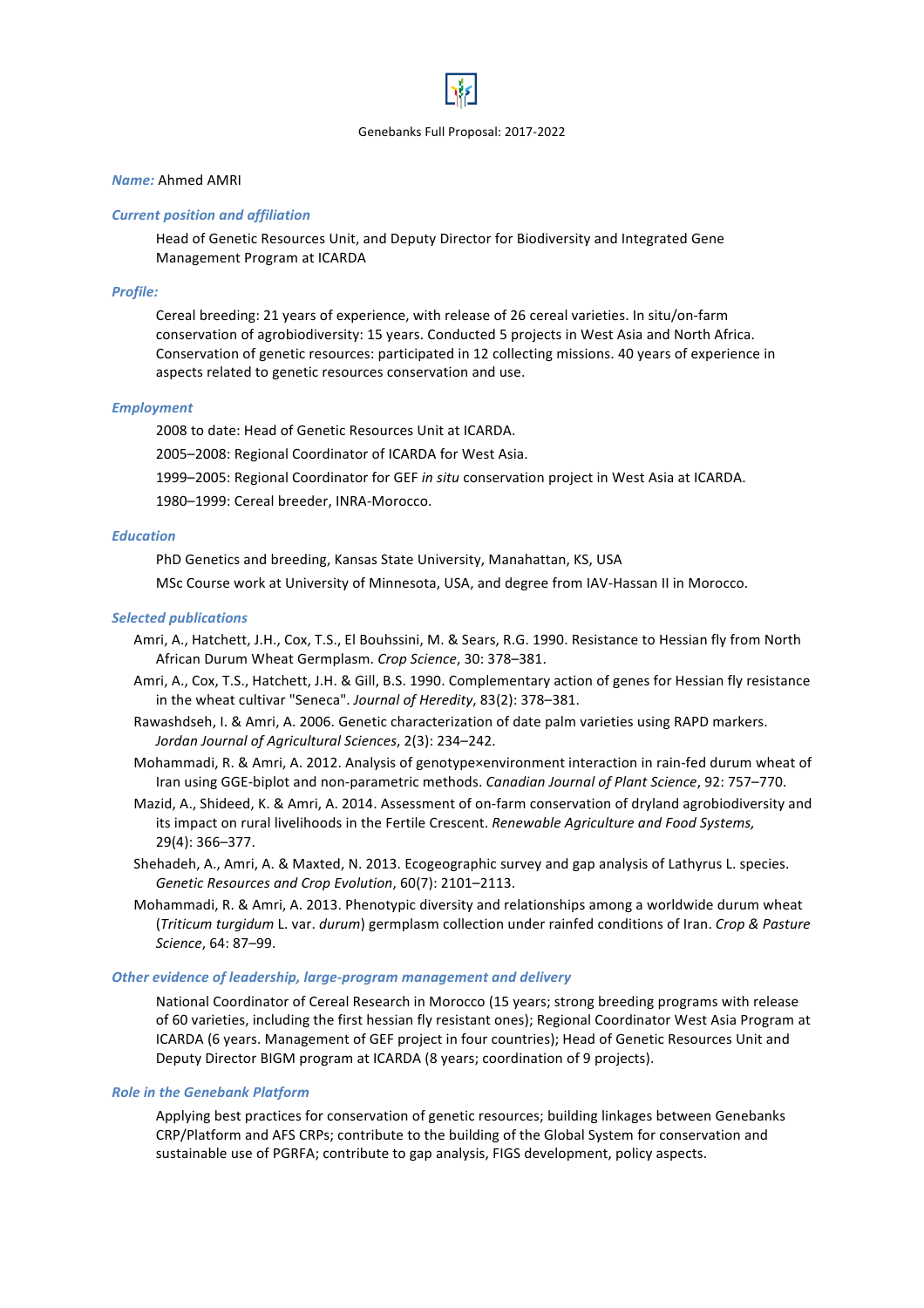*Name:* Ahmed AMRI

### *Current position and affiliation*

Head of Genetic Resources Unit, and Deputy Director for Biodiversity and Integrated Gene Management Program at ICARDA

### *Profile:*

Cereal breeding: 21 years of experience, with release of 26 cereal varieties. In situ/on-farm conservation of agrobiodiversity: 15 years. Conducted 5 projects in West Asia and North Africa. Conservation of genetic resources: participated in 12 collecting missions. 40 years of experience in aspects related to genetic resources conservation and use.

### *Employment*

2008 to date: Head of Genetic Resources Unit at ICARDA.

2005–2008: Regional Coordinator of ICARDA for West Asia.

1999–2005: Regional Coordinator for GEF *in situ* conservation project in West Asia at ICARDA.

1980–1999: Cereal breeder, INRA-Morocco.

### *Education*

PhD Genetics and breeding, Kansas State University, Manahattan, KS, USA

MSc Course work at University of Minnesota, USA, and degree from IAV-Hassan II in Morocco.

### *Selected publications*

Amri, A., Hatchett, J.H., Cox, T.S., El Bouhssini, M. & Sears, R.G. 1990. Resistance to Hessian fly from North African Durum Wheat Germplasm. *Crop Science*, 30: 378–381.

Amri, A., Cox, T.S., Hatchett, J.H. & Gill, B.S. 1990. Complementary action of genes for Hessian fly resistance in the wheat cultivar "Seneca". *Journal of Heredity*, 83(2): 378–381.

Rawashdseh, I. & Amri, A. 2006. Genetic characterization of date palm varieties using RAPD markers. *Jordan Journal of Agricultural Sciences*, 2(3): 234–242.

Mohammadi, R. & Amri, A. 2012. Analysis of genotype×environment interaction in rain-fed durum wheat of Iran using GGE-biplot and non-parametric methods. *Canadian Journal of Plant Science*, 92: 757–770.

Mazid, A., Shideed, K. & Amri, A. 2014. Assessment of on-farm conservation of dryland agrobiodiversity and its impact on rural livelihoods in the Fertile Crescent. *Renewable Agriculture and Food Systems,* 29(4): 366–377.

Shehadeh, A., Amri, A. & Maxted, N. 2013. Ecogeographic survey and gap analysis of Lathyrus L. species. *Genetic Resources and Crop Evolution*, 60(7): 2101–2113.

Mohammadi, R. & Amri, A. 2013. Phenotypic diversity and relationships among a worldwide durum wheat (*Triticum turgidum* L. var. *durum*) germplasm collection under rainfed conditions of Iran. *Crop & Pasture Science*, 64: 87–99.

### *Other evidence of leadership, large-program management and delivery*

National Coordinator of Cereal Research in Morocco (15 years; strong breeding programs with release of 60 varieties, including the first hessian fly resistant ones); Regional Coordinator West Asia Program at ICARDA (6 years. Management of GEF project in four countries); Head of Genetic Resources Unit and Deputy Director BIGM program at ICARDA (8 years; coordination of 9 projects).

### *Role in the Genebank Platform*

Applying best practices for conservation of genetic resources; building linkages between Genebanks CRP/Platform and AFS CRPs; contribute to the building of the Global System for conservation and sustainable use of PGRFA; contribute to gap analysis, FIGS development, policy aspects.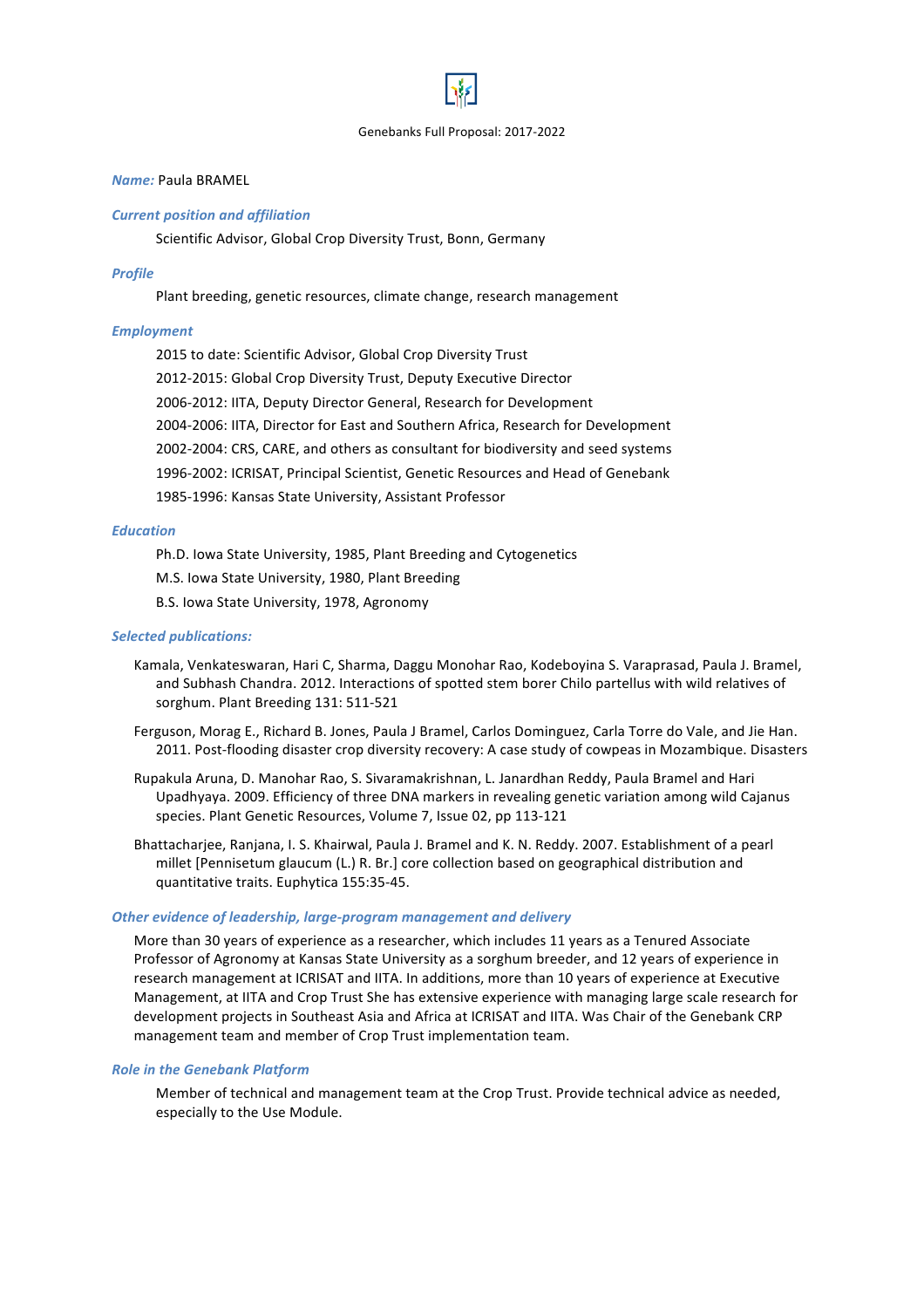*Name:* Paula BRAMEL

*Current position and affiliation*

Scientific Advisor, Global Crop Diversity Trust, Bonn, Germany

*Profile*

Plant breeding, genetic resources, climate change, research management

*Employment*

2015 to date: Scientific Advisor, Global Crop Diversity Trust

2012-2015: Global Crop Diversity Trust, Deputy Executive Director

2006-2012: IITA, Deputy Director General, Research for Development

2004-2006: IITA, Director for East and Southern Africa, Research for Development

2002-2004: CRS, CARE, and others as consultant for biodiversity and seed systems

1996-2002: ICRISAT, Principal Scientist, Genetic Resources and Head of Genebank

1985-1996: Kansas State University, Assistant Professor

*Education*

Ph.D. Iowa State University, 1985, Plant Breeding and Cytogenetics

M.S. Iowa State University, 1980, Plant Breeding

B.S. Iowa State University, 1978, Agronomy

*Selected publications:*

Kamala, Venkateswaran, Hari C, Sharma, Daggu Monohar Rao, Kodeboyina S. Varaprasad, Paula J. Bramel, and Subhash Chandra. 2012. Interactions of spotted stem borer Chilo partellus with wild relatives of sorghum. Plant Breeding 131: 511-521

Ferguson, Morag E., Richard B. Jones, Paula J Bramel, Carlos Dominguez, Carla Torre do Vale, and Jie Han. 2011. Post-flooding disaster crop diversity recovery: A case study of cowpeas in Mozambique. Disasters

Rupakula Aruna, D. Manohar Rao, S. Sivaramakrishnan, L. Janardhan Reddy, Paula Bramel and Hari Upadhyaya. 2009. Efficiency of three DNA markers in revealing genetic variation among wild Cajanus species. Plant Genetic Resources, Volume 7, Issue 02, pp 113-121

Bhattacharjee, Ranjana, I. S. Khairwal, Paula J. Bramel and K. N. Reddy. 2007. Establishment of a pearl millet [Pennisetum glaucum (L.) R. Br.] core collection based on geographical distribution and quantitative traits. Euphytica 155:35-45.

*Other evidence of leadership, large-program management and delivery*

More than 30 years of experience as a researcher, which includes 11 years as a Tenured Associate Professor of Agronomy at Kansas State University as a sorghum breeder, and 12 years of experience in research management at ICRISAT and IITA. In additions, more than 10 years of experience at Executive Management, at IITA and Crop Trust She has extensive experience with managing large scale research for development projects in Southeast Asia and Africa at ICRISAT and IITA. Was Chair of the Genebank CRP management team and member of Crop Trust implementation team.

*Role in the Genebank Platform*

Member of technical and management team at the Crop Trust. Provide technical advice as needed, especially to the Use Module.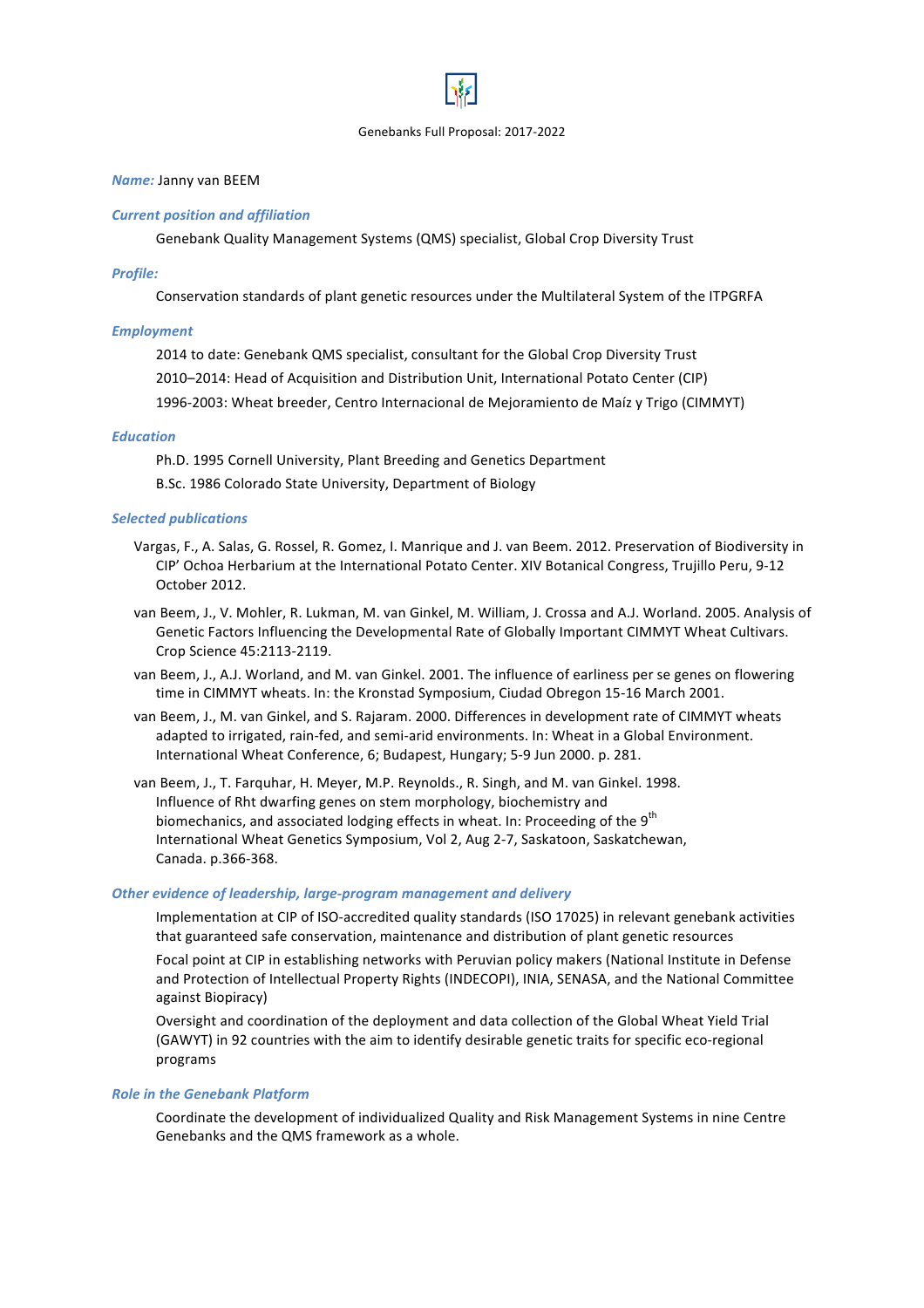*Name:* Janny van BEEM

*Current position and affiliation*

Genebank Quality Management Systems (QMS) specialist, Global Crop Diversity Trust

*Profile:*

Conservation standards of plant genetic resources under the Multilateral System of the ITPGRFA

*Employment*

2014 to date: Genebank QMS specialist, consultant for the Global Crop Diversity Trust

2010–2014: Head of Acquisition and Distribution Unit, International Potato Center (CIP)

1996-2003: Wheat breeder, Centro Internacional de Mejoramiento de Maíz y Trigo (CIMMYT)

*Education*

Ph.D. 1995 Cornell University, Plant Breeding and Genetics Department

B.Sc. 1986 Colorado State University, Department of Biology

*Selected publications*

Vargas, F., A. Salas, G. Rossel, R. Gomez, I. Manrique and J. van Beem. 2012. Preservation of Biodiversity in CIP' Ochoa Herbarium at the International Potato Center. XIV Botanical Congress, Trujillo Peru, 9-12 October 2012.

van Beem, J., V. Mohler, R. Lukman, M. van Ginkel, M. William, J. Crossa and A.J. Worland. 2005. Analysis of Genetic Factors Influencing the Developmental Rate of Globally Important CIMMYT Wheat Cultivars. Crop Science 45:2113-2119.

van Beem, J., A.J. Worland, and M. van Ginkel. 2001. The influence of earliness per se genes on flowering time in CIMMYT wheats. In: the Kronstad Symposium, Ciudad Obregon 15-16 March 2001.

van Beem, J., M. van Ginkel, and S. Rajaram. 2000. Differences in development rate of CIMMYT wheats adapted to irrigated, rain-fed, and semi-arid environments. In: Wheat in a Global Environment. International Wheat Conference, 6; Budapest, Hungary; 5-9 Jun 2000. p. 281.

van Beem, J., T. Farquhar, H. Meyer, M.P. Reynolds., R. Singh, and M. van Ginkel. 1998. Influence of Rht dwarfing genes on stem morphology, biochemistry and biomechanics, and associated lodging effects in wheat. In: Proceeding of the 9th International Wheat Genetics Symposium, Vol 2, Aug 2-7, Saskatoon, Saskatchewan, Canada. p.366-368.

*Other evidence of leadership, large-program management and delivery*

Implementation at CIP of ISO-accredited quality standards (ISO 17025) in relevant genebank activities that guaranteed safe conservation, maintenance and distribution of plant genetic resources

Focal point at CIP in establishing networks with Peruvian policy makers (National Institute in Defense and Protection of Intellectual Property Rights (INDECOPI), INIA, SENASA, and the National Committee against Biopiracy)

Oversight and coordination of the deployment and data collection of the Global Wheat Yield Trial (GAWYT) in 92 countries with the aim to identify desirable genetic traits for specific eco-regional programs

*Role in the Genebank Platform*

Coordinate the development of individualized Quality and Risk Management Systems in nine Centre Genebanks and the QMS framework as a whole.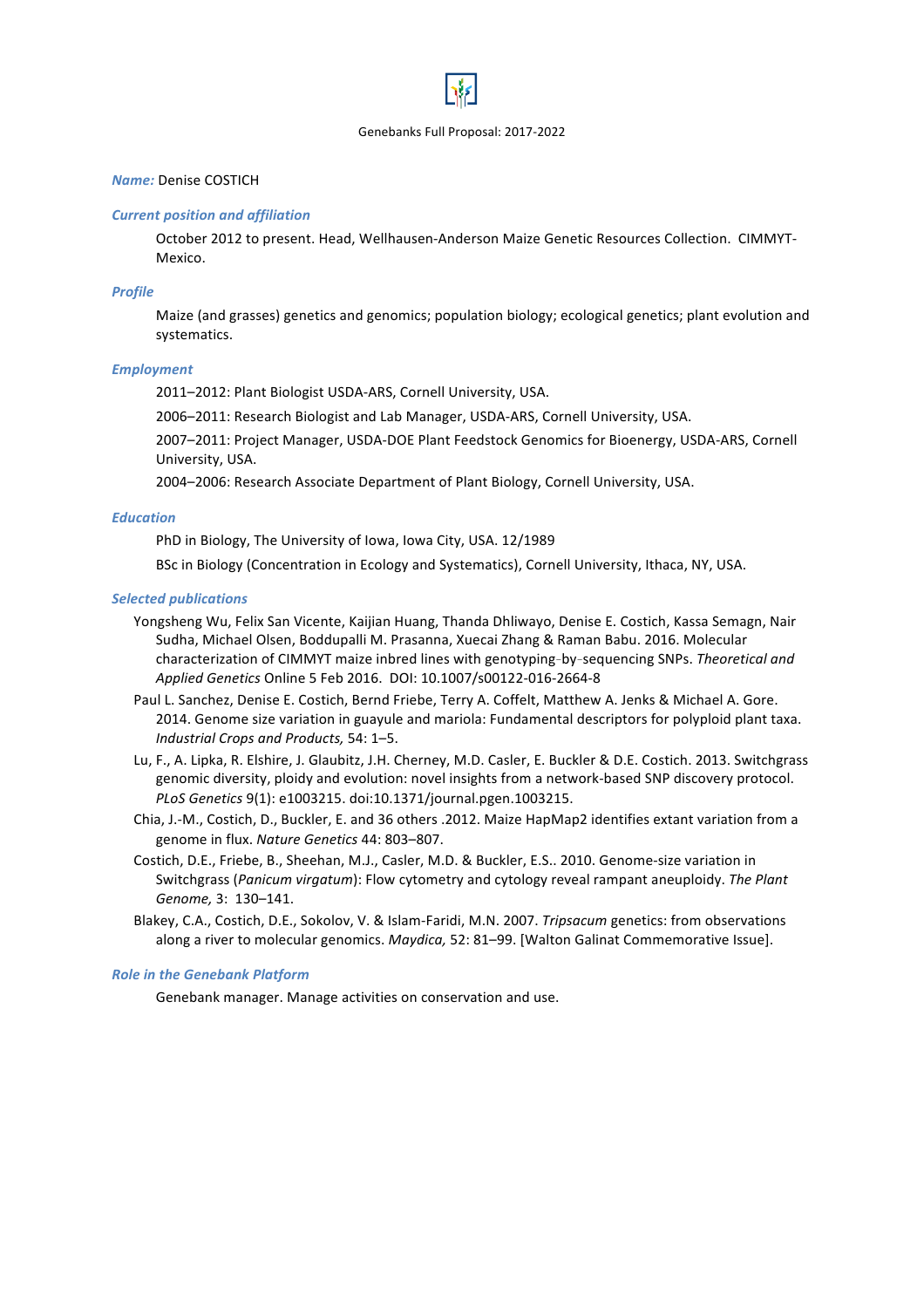*Name:* Denise COSTICH

*Current position and affiliation*

October 2012 to present. Head, Wellhausen-Anderson Maize Genetic Resources Collection. CIMMYT-Mexico.

*Profile*

Maize (and grasses) genetics and genomics; population biology; ecological genetics; plant evolution and systematics.

*Employment*

2011–2012: Plant Biologist USDA-ARS, Cornell University, USA.

2006–2011: Research Biologist and Lab Manager, USDA-ARS, Cornell University, USA.

2007–2011: Project Manager, USDA-DOE Plant Feedstock Genomics for Bioenergy, USDA-ARS, Cornell University, USA.

2004–2006: Research Associate Department of Plant Biology, Cornell University, USA.

*Education*

PhD in Biology, The University of Iowa, Iowa City, USA. 12/1989

BSc in Biology (Concentration in Ecology and Systematics), Cornell University, Ithaca, NY, USA.

*Selected publications*

Yongsheng Wu, Felix San Vicente, Kaijian Huang, Thanda Dhliwayo, Denise E. Costich, Kassa Semagn, Nair Sudha, Michael Olsen, Boddupalli M. Prasanna, Xuecai Zhang & Raman Babu. 2016. Molecular characterization of CIMMYT maize inbred lines with genotyping-by-sequencing SNPs. *Theoretical and Applied Genetics* Online 5 Feb 2016. DOI: 10.1007/s00122-016-2664-8

Paul L. Sanchez, Denise E. Costich, Bernd Friebe, Terry A. Coffelt, Matthew A. Jenks & Michael A. Gore. 2014. Genome size variation in guayule and mariola: Fundamental descriptors for polyploid plant taxa. *Industrial Crops and Products,* 54: 1–5.

Lu, F., A. Lipka, R. Elshire, J. Glaubitz, J.H. Cherney, M.D. Casler, E. Buckler & D.E. Costich. 2013. Switchgrass genomic diversity, ploidy and evolution: novel insights from a network-based SNP discovery protocol. *PLoS Genetics* 9(1): e1003215. doi:10.1371/journal.pgen.1003215.

Chia, J.-M., Costich, D., Buckler, E. and 36 others .2012. Maize HapMap2 identifies extant variation from a genome in flux. *Nature Genetics* 44: 803–807.

Costich, D.E., Friebe, B., Sheehan, M.J., Casler, M.D. & Buckler, E.S.. 2010. Genome-size variation in Switchgrass (*Panicum virgatum*): Flow cytometry and cytology reveal rampant aneuploidy. *The Plant Genome,* 3: 130–141.

Blakey, C.A., Costich, D.E., Sokolov, V. & Islam-Faridi, M.N. 2007. *Tripsacum* genetics: from observations along a river to molecular genomics. *Maydica,* 52: 81–99. [Walton Galinat Commemorative Issue].

*Role in the Genebank Platform*

Genebank manager. Manage activities on conservation and use.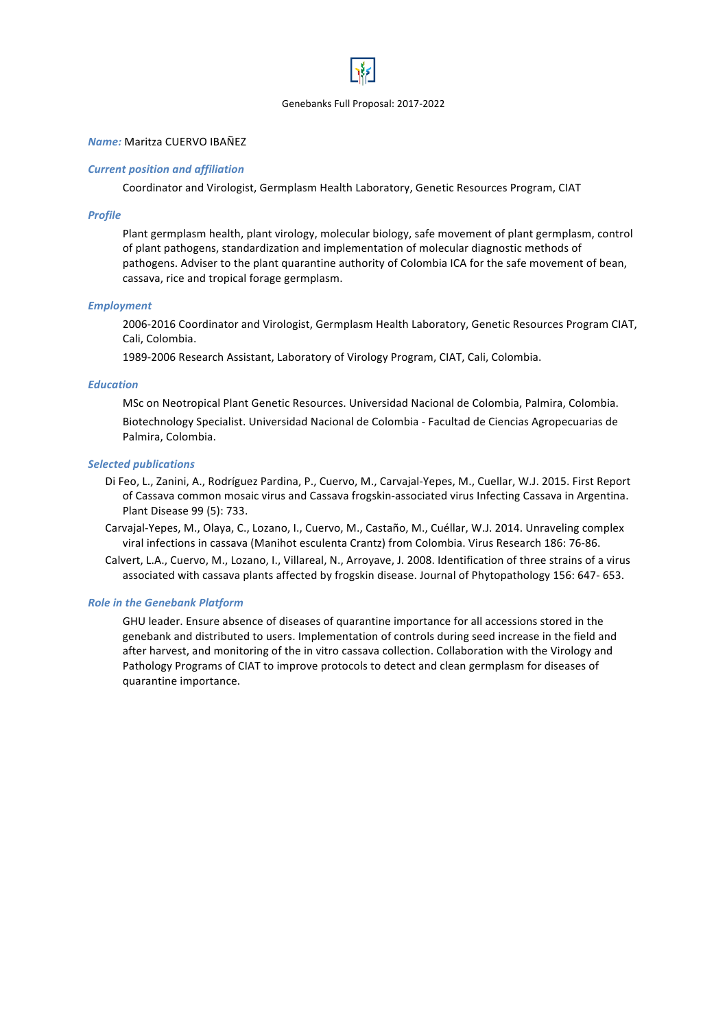**_Name:_** Maritza CUERVO IBAÑEZ

**_Current position and affiliation_**

Coordinator and Virologist, Germplasm Health Laboratory, Genetic Resources Program, CIAT

**_Profile_**

Plant germplasm health, plant virology, molecular biology, safe movement of plant germplasm, control of plant pathogens, standardization and implementation of molecular diagnostic methods of pathogens. Adviser to the plant quarantine authority of Colombia ICA for the safe movement of bean, cassava, rice and tropical forage germplasm.

**_Employment_**

2006-2016 Coordinator and Virologist, Germplasm Health Laboratory, Genetic Resources Program CIAT, Cali, Colombia.

1989-2006 Research Assistant, Laboratory of Virology Program, CIAT, Cali, Colombia.

**_Education_**

MSc on Neotropical Plant Genetic Resources. Universidad Nacional de Colombia, Palmira, Colombia.

Biotechnology Specialist. Universidad Nacional de Colombia - Facultad de Ciencias Agropecuarias de Palmira, Colombia.

**_Selected publications_**

Di Feo, L., Zanini, A., Rodríguez Pardina, P., Cuervo, M., Carvajal-Yepes, M., Cuellar, W.J. 2015. First Report of Cassava common mosaic virus and Cassava frogskin-associated virus Infecting Cassava in Argentina. Plant Disease 99 (5): 733.

Carvajal-Yepes, M., Olaya, C., Lozano, I., Cuervo, M., Castaño, M., Cuéllar, W.J. 2014. Unraveling complex viral infections in cassava (Manihot esculenta Crantz) from Colombia. Virus Research 186: 76-86.

Calvert, L.A., Cuervo, M., Lozano, I., Villareal, N., Arroyave, J. 2008. Identification of three strains of a virus associated with cassava plants affected by frogskin disease. Journal of Phytopathology 156: 647- 653.

**_Role in the Genebank Platform_**

GHU leader. Ensure absence of diseases of quarantine importance for all accessions stored in the genebank and distributed to users. Implementation of controls during seed increase in the field and after harvest, and monitoring of the in vitro cassava collection. Collaboration with the Virology and Pathology Programs of CIAT to improve protocols to detect and clean germplasm for diseases of quarantine importance.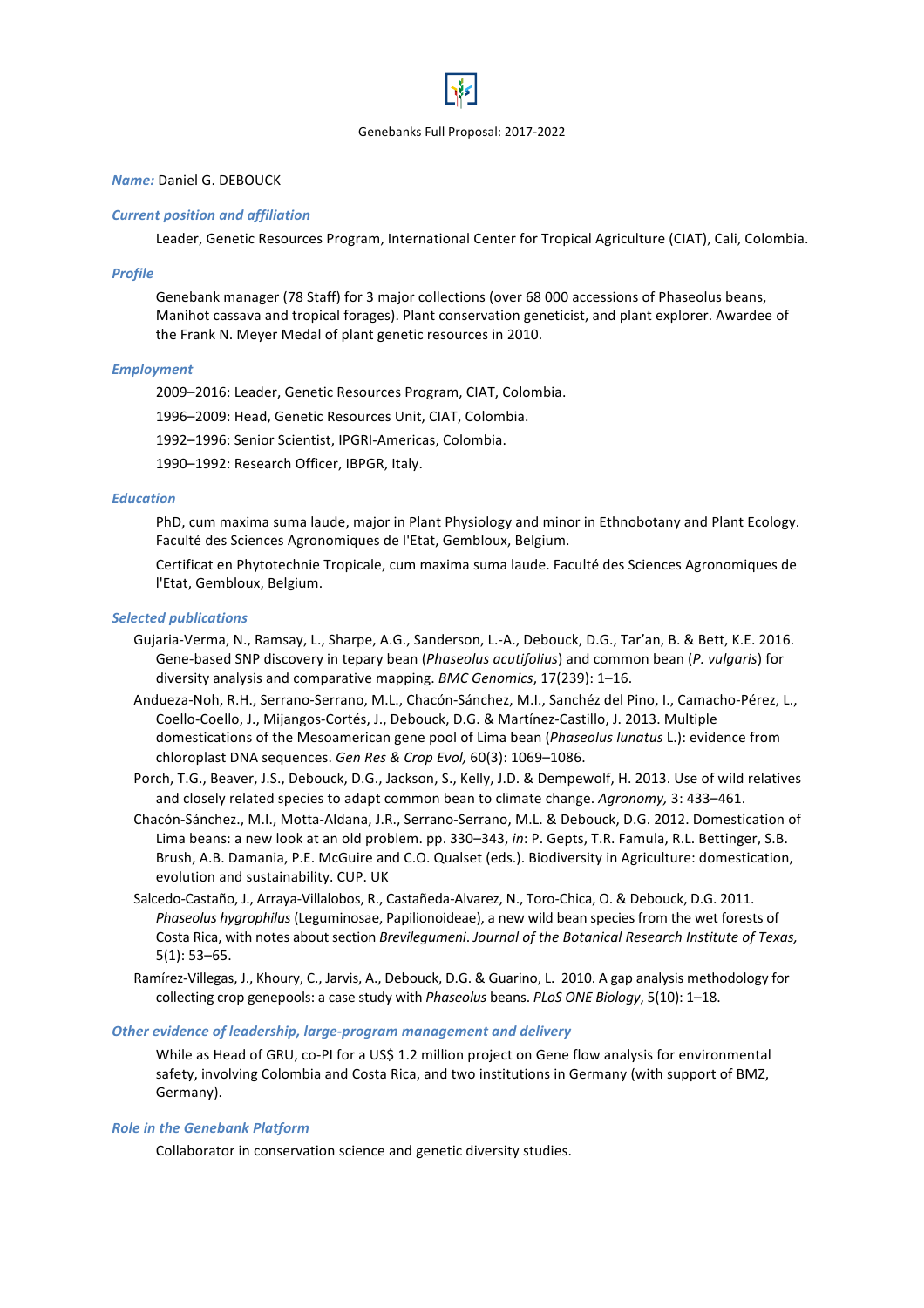Genebanks Full Proposal: 2017-2022

***Name:*** Daniel G. DEBOUCK

***Current position and affiliation***

Leader, Genetic Resources Program, International Center for Tropical Agriculture (CIAT), Cali, Colombia.

***Profile***

Genebank manager (78 Staff) for 3 major collections (over 68 000 accessions of Phaseolus beans, Manihot cassava and tropical forages). Plant conservation geneticist, and plant explorer. Awardee of the Frank N. Meyer Medal of plant genetic resources in 2010.

***Employment***

2009–2016: Leader, Genetic Resources Program, CIAT, Colombia.

1996–2009: Head, Genetic Resources Unit, CIAT, Colombia.

1992–1996: Senior Scientist, IPGRI-Americas, Colombia.

1990–1992: Research Officer, IBPGR, Italy.

***Education***

PhD, cum maxima suma laude, major in Plant Physiology and minor in Ethnobotany and Plant Ecology. Faculté des Sciences Agronomiques de l'Etat, Gembloux, Belgium.

Certificat en Phytotechnie Tropicale, cum maxima suma laude. Faculté des Sciences Agronomiques de l'Etat, Gembloux, Belgium.

***Selected publications***

Gujaria-Verma, N., Ramsay, L., Sharpe, A.G., Sanderson, L.-A., Debouck, D.G., Tar'an, B. & Bett, K.E. 2016. Gene-based SNP discovery in tepary bean (*Phaseolus acutifolius*) and common bean (*P. vulgaris*) for diversity analysis and comparative mapping. *BMC Genomics*, 17(239): 1–16.

Andueza-Noh, R.H., Serrano-Serrano, M.L., Chacón-Sánchez, M.I., Sanchéz del Pino, I., Camacho-Pérez, L., Coello-Coello, J., Mijangos-Cortés, J., Debouck, D.G. & Martínez-Castillo, J. 2013. Multiple domestications of the Mesoamerican gene pool of Lima bean (*Phaseolus lunatus* L.): evidence from chloroplast DNA sequences. *Gen Res & Crop Evol,* 60(3): 1069–1086.

Porch, T.G., Beaver, J.S., Debouck, D.G., Jackson, S., Kelly, J.D. & Dempewolf, H. 2013. Use of wild relatives and closely related species to adapt common bean to climate change. *Agronomy,* 3: 433–461.

Chacón-Sánchez., M.I., Motta-Aldana, J.R., Serrano-Serrano, M.L. & Debouck, D.G. 2012. Domestication of Lima beans: a new look at an old problem. pp. 330–343, *in*: P. Gepts, T.R. Famula, R.L. Bettinger, S.B. Brush, A.B. Damania, P.E. McGuire and C.O. Qualset (eds.). Biodiversity in Agriculture: domestication, evolution and sustainability. CUP. UK

Salcedo-Castaño, J., Arraya-Villalobos, R., Castañeda-Alvarez, N., Toro-Chica, O. & Debouck, D.G. 2011. *Phaseolus hygrophilus* (Leguminosae, Papilionoideae), a new wild bean species from the wet forests of Costa Rica, with notes about section *Brevilegumeni*. *Journal of the Botanical Research Institute of Texas,* 5(1): 53–65.

Ramírez-Villegas, J., Khoury, C., Jarvis, A., Debouck, D.G. & Guarino, L. 2010. A gap analysis methodology for collecting crop genepools: a case study with *Phaseolus* beans. *PLoS ONE Biology*, 5(10): 1–18.

***Other evidence of leadership, large-program management and delivery***

While as Head of GRU, co-PI for a US$ 1.2 million project on Gene flow analysis for environmental safety, involving Colombia and Costa Rica, and two institutions in Germany (with support of BMZ, Germany).

***Role in the Genebank Platform***

Collaborator in conservation science and genetic diversity studies.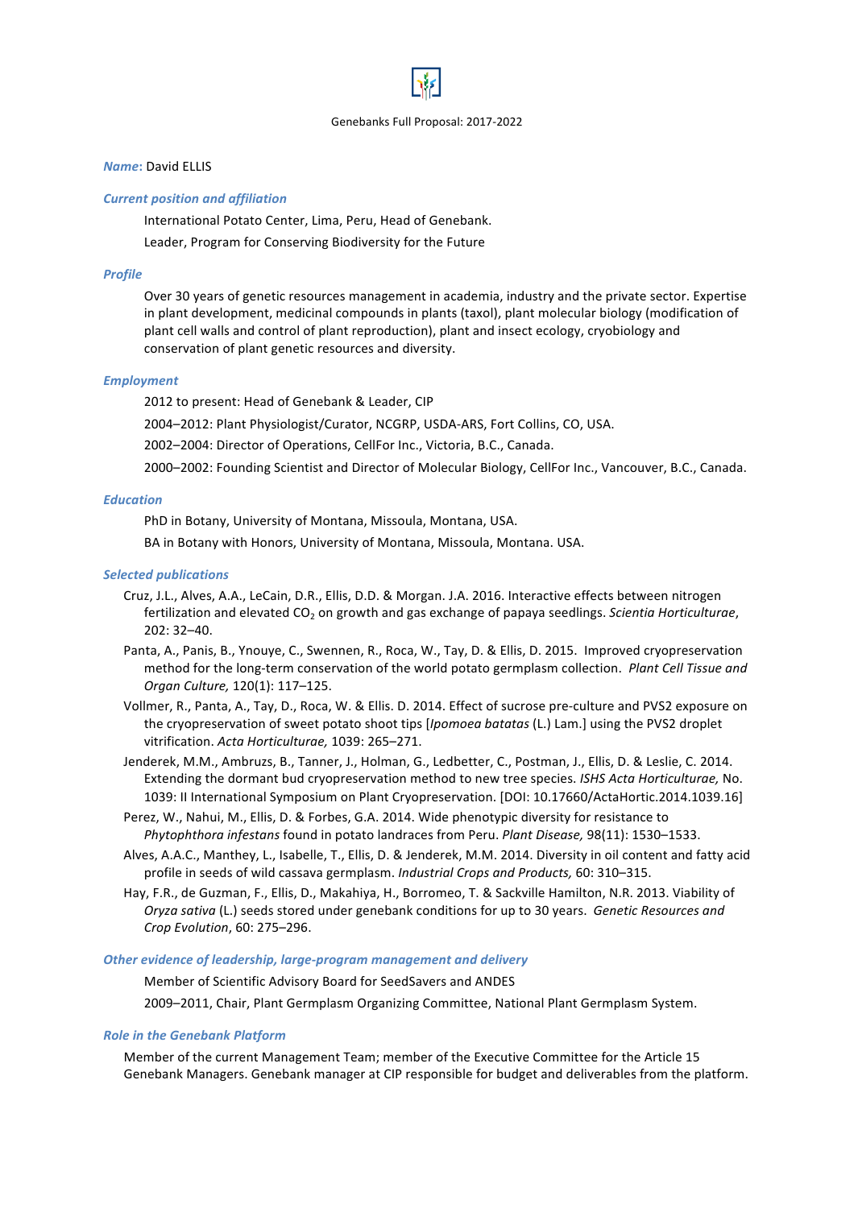Genebanks Full Proposal: 2017-2022

***Name***: David ELLIS

***Current position and affiliation***

International Potato Center, Lima, Peru, Head of Genebank.

Leader, Program for Conserving Biodiversity for the Future

***Profile***

Over 30 years of genetic resources management in academia, industry and the private sector. Expertise in plant development, medicinal compounds in plants (taxol), plant molecular biology (modification of plant cell walls and control of plant reproduction), plant and insect ecology, cryobiology and conservation of plant genetic resources and diversity.

***Employment***

2012 to present: Head of Genebank & Leader, CIP

2004–2012: Plant Physiologist/Curator, NCGRP, USDA-ARS, Fort Collins, CO, USA.

2002–2004: Director of Operations, CellFor Inc., Victoria, B.C., Canada.

2000–2002: Founding Scientist and Director of Molecular Biology, CellFor Inc., Vancouver, B.C., Canada.

***Education***

PhD in Botany, University of Montana, Missoula, Montana, USA.

BA in Botany with Honors, University of Montana, Missoula, Montana. USA.

***Selected publications***

Cruz, J.L., Alves, A.A., LeCain, D.R., Ellis, D.D. & Morgan. J.A. 2016. Interactive effects between nitrogen fertilization and elevated $CO_2$ on growth and gas exchange of papaya seedlings. *Scientia Horticulturae*, 202: 32–40.

Panta, A., Panis, B., Ynouye, C., Swennen, R., Roca, W., Tay, D. & Ellis, D. 2015. Improved cryopreservation method for the long-term conservation of the world potato germplasm collection. *Plant Cell Tissue and Organ Culture,* 120(1): 117–125.

Vollmer, R., Panta, A., Tay, D., Roca, W. & Ellis. D. 2014. Effect of sucrose pre-culture and PVS2 exposure on the cryopreservation of sweet potato shoot tips [*Ipomoea batatas* (L.) Lam.] using the PVS2 droplet vitrification. *Acta Horticulturae,* 1039: 265–271.

Jenderek, M.M., Ambruzs, B., Tanner, J., Holman, G., Ledbetter, C., Postman, J., Ellis, D. & Leslie, C. 2014. Extending the dormant bud cryopreservation method to new tree species. *ISHS Acta Horticulturae,* No. 1039: II International Symposium on Plant Cryopreservation. [DOI: 10.17660/ActaHortic.2014.1039.16]

Perez, W., Nahui, M., Ellis, D. & Forbes, G.A. 2014. Wide phenotypic diversity for resistance to *Phytophthora infestans* found in potato landraces from Peru. *Plant Disease,* 98(11): 1530–1533.

Alves, A.A.C., Manthey, L., Isabelle, T., Ellis, D. & Jenderek, M.M. 2014. Diversity in oil content and fatty acid profile in seeds of wild cassava germplasm. *Industrial Crops and Products,* 60: 310–315.

Hay, F.R., de Guzman, F., Ellis, D., Makahiya, H., Borromeo, T. & Sackville Hamilton, N.R. 2013. Viability of *Oryza sativa* (L.) seeds stored under genebank conditions for up to 30 years. *Genetic Resources and Crop Evolution*, 60: 275–296.

***Other evidence of leadership, large-program management and delivery***

Member of Scientific Advisory Board for SeedSavers and ANDES

2009–2011, Chair, Plant Germplasm Organizing Committee, National Plant Germplasm System.

***Role in the Genebank Platform***

Member of the current Management Team; member of the Executive Committee for the Article 15 Genebank Managers. Genebank manager at CIP responsible for budget and deliverables from the platform.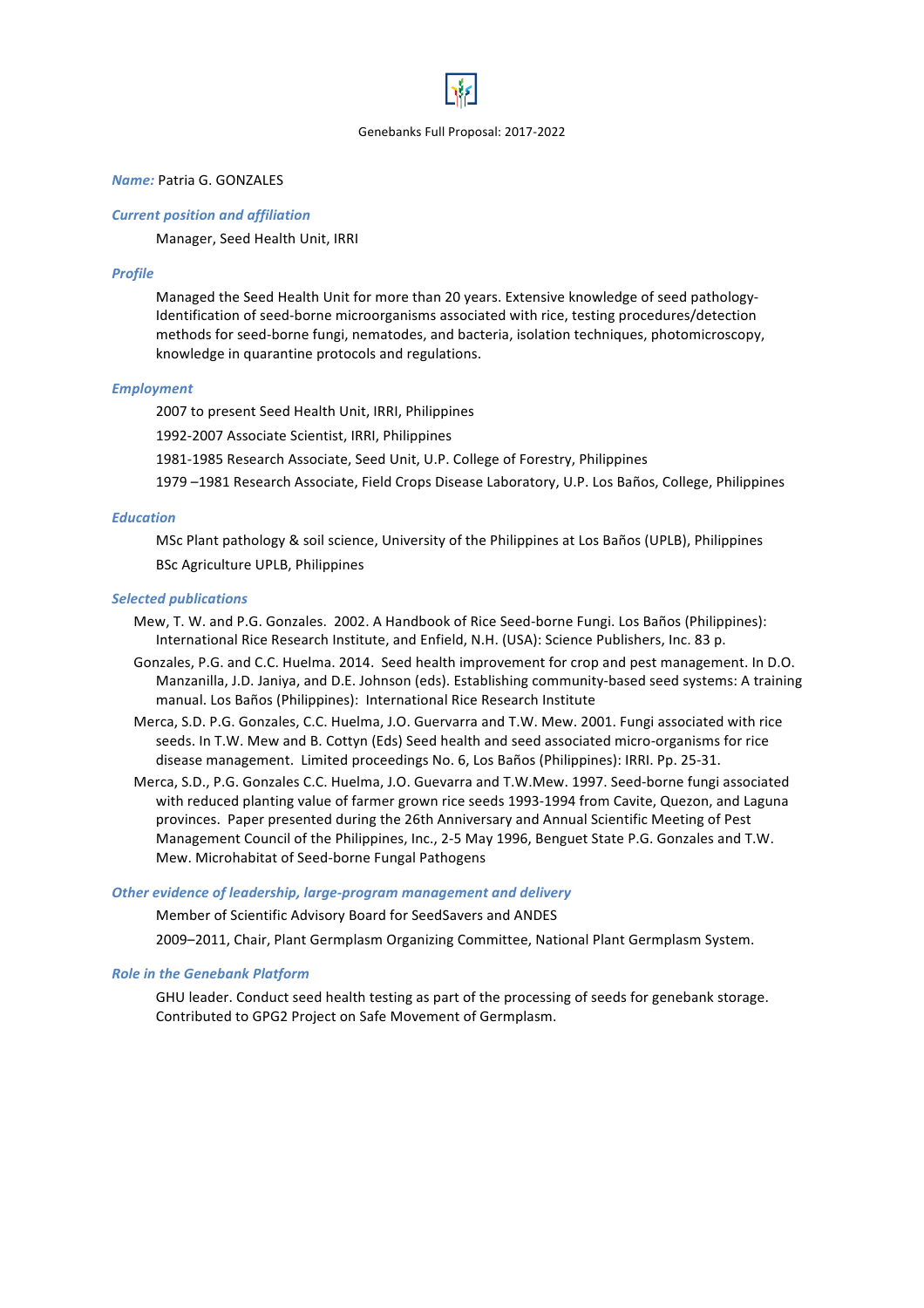*Name:* Patria G. GONZALES

*Current position and affiliation*

Manager, Seed Health Unit, IRRI

*Profile*

Managed the Seed Health Unit for more than 20 years. Extensive knowledge of seed pathology-Identification of seed-borne microorganisms associated with rice, testing procedures/detection methods for seed-borne fungi, nematodes, and bacteria, isolation techniques, photomicroscopy, knowledge in quarantine protocols and regulations.

*Employment*

2007 to present Seed Health Unit, IRRI, Philippines

1992-2007 Associate Scientist, IRRI, Philippines

1981-1985 Research Associate, Seed Unit, U.P. College of Forestry, Philippines

1979 –1981 Research Associate, Field Crops Disease Laboratory, U.P. Los Baños, College, Philippines

*Education*

MSc Plant pathology & soil science, University of the Philippines at Los Baños (UPLB), Philippines

BSc Agriculture UPLB, Philippines

*Selected publications*

Mew, T. W. and P.G. Gonzales. 2002. A Handbook of Rice Seed-borne Fungi. Los Baños (Philippines): International Rice Research Institute, and Enfield, N.H. (USA): Science Publishers, Inc. 83 p.

Gonzales, P.G. and C.C. Huelma. 2014. Seed health improvement for crop and pest management. In D.O. Manzanilla, J.D. Janiya, and D.E. Johnson (eds). Establishing community-based seed systems: A training manual. Los Baños (Philippines): International Rice Research Institute

Merca, S.D. P.G. Gonzales, C.C. Huelma, J.O. Guervarra and T.W. Mew. 2001. Fungi associated with rice seeds. In T.W. Mew and B. Cottyn (Eds) Seed health and seed associated micro-organisms for rice disease management. Limited proceedings No. 6, Los Baños (Philippines): IRRI. Pp. 25-31.

Merca, S.D., P.G. Gonzales C.C. Huelma, J.O. Guevarra and T.W.Mew. 1997. Seed-borne fungi associated with reduced planting value of farmer grown rice seeds 1993-1994 from Cavite, Quezon, and Laguna provinces. Paper presented during the 26th Anniversary and Annual Scientific Meeting of Pest Management Council of the Philippines, Inc., 2-5 May 1996, Benguet State P.G. Gonzales and T.W. Mew. Microhabitat of Seed-borne Fungal Pathogens

*Other evidence of leadership, large-program management and delivery*

Member of Scientific Advisory Board for SeedSavers and ANDES

2009–2011, Chair, Plant Germplasm Organizing Committee, National Plant Germplasm System.

*Role in the Genebank Platform*

GHU leader. Conduct seed health testing as part of the processing of seeds for genebank storage. Contributed to GPG2 Project on Safe Movement of Germplasm.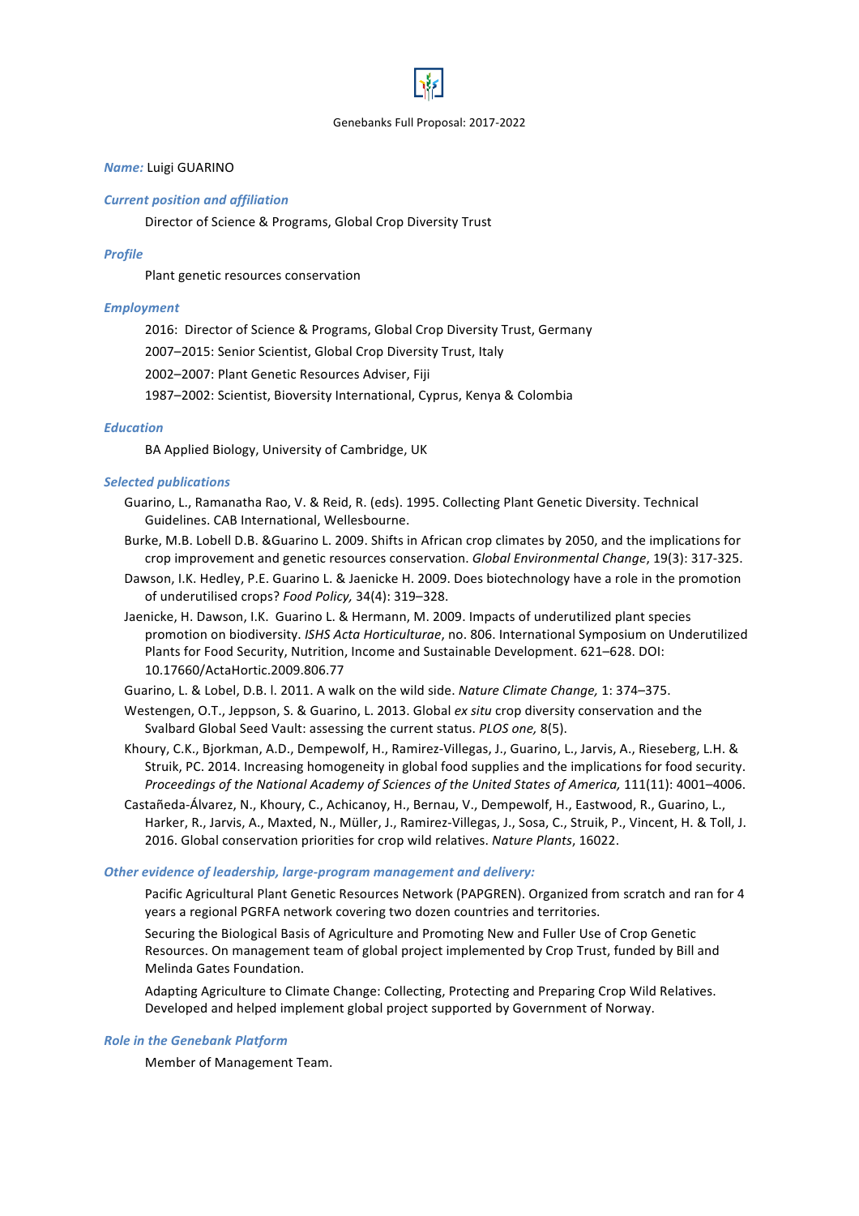*Name:* Luigi GUARINO

### *Current position and affiliation*

Director of Science & Programs, Global Crop Diversity Trust

### *Profile*

Plant genetic resources conservation

### *Employment*

2016: Director of Science & Programs, Global Crop Diversity Trust, Germany

2007–2015: Senior Scientist, Global Crop Diversity Trust, Italy

2002–2007: Plant Genetic Resources Adviser, Fiji

1987–2002: Scientist, Bioversity International, Cyprus, Kenya & Colombia

### *Education*

BA Applied Biology, University of Cambridge, UK

### *Selected publications*

Guarino, L., Ramanatha Rao, V. & Reid, R. (eds). 1995. Collecting Plant Genetic Diversity. Technical Guidelines. CAB International, Wellesbourne.

Burke, M.B. Lobell D.B. &Guarino L. 2009. Shifts in African crop climates by 2050, and the implications for crop improvement and genetic resources conservation. *Global Environmental Change*, 19(3): 317-325.

Dawson, I.K. Hedley, P.E. Guarino L. & Jaenicke H. 2009. Does biotechnology have a role in the promotion of underutilised crops? *Food Policy,* 34(4): 319–328.

Jaenicke, H. Dawson, I.K. Guarino L. & Hermann, M. 2009. Impacts of underutilized plant species promotion on biodiversity. *ISHS Acta Horticulturae*, no. 806. International Symposium on Underutilized Plants for Food Security, Nutrition, Income and Sustainable Development. 621–628. DOI: 10.17660/ActaHortic.2009.806.77

Guarino, L. & Lobel, D.B. l. 2011. A walk on the wild side. *Nature Climate Change,* 1: 374–375.

Westengen, O.T., Jeppson, S. & Guarino, L. 2013. Global *ex situ* crop diversity conservation and the Svalbard Global Seed Vault: assessing the current status. *PLOS one,* 8(5).

Khoury, C.K., Bjorkman, A.D., Dempewolf, H., Ramirez-Villegas, J., Guarino, L., Jarvis, A., Rieseberg, L.H. & Struik, PC. 2014. Increasing homogeneity in global food supplies and the implications for food security. *Proceedings of the National Academy of Sciences of the United States of America,* 111(11): 4001–4006.

Castañeda-Álvarez, N., Khoury, C., Achicanoy, H., Bernau, V., Dempewolf, H., Eastwood, R., Guarino, L., Harker, R., Jarvis, A., Maxted, N., Müller, J., Ramirez-Villegas, J., Sosa, C., Struik, P., Vincent, H. & Toll, J. 2016. Global conservation priorities for crop wild relatives. *Nature Plants*, 16022.

### *Other evidence of leadership, large-program management and delivery:*

Pacific Agricultural Plant Genetic Resources Network (PAPGREN). Organized from scratch and ran for 4 years a regional PGRFA network covering two dozen countries and territories.

Securing the Biological Basis of Agriculture and Promoting New and Fuller Use of Crop Genetic Resources. On management team of global project implemented by Crop Trust, funded by Bill and Melinda Gates Foundation.

Adapting Agriculture to Climate Change: Collecting, Protecting and Preparing Crop Wild Relatives. Developed and helped implement global project supported by Government of Norway.

### *Role in the Genebank Platform*

Member of Management Team.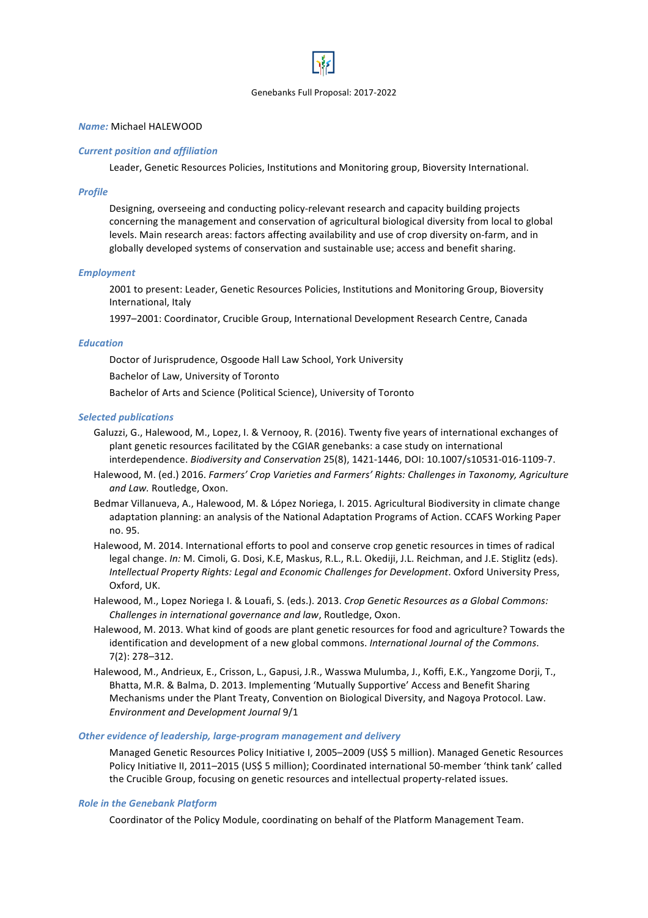***Name:*** Michael HALEWOOD

***Current position and affiliation***

Leader, Genetic Resources Policies, Institutions and Monitoring group, Bioversity International.

***Profile***

Designing, overseeing and conducting policy-relevant research and capacity building projects concerning the management and conservation of agricultural biological diversity from local to global levels. Main research areas: factors affecting availability and use of crop diversity on-farm, and in globally developed systems of conservation and sustainable use; access and benefit sharing.

***Employment***

2001 to present: Leader, Genetic Resources Policies, Institutions and Monitoring Group, Bioversity International, Italy

1997–2001: Coordinator, Crucible Group, International Development Research Centre, Canada

***Education***

Doctor of Jurisprudence, Osgoode Hall Law School, York University

Bachelor of Law, University of Toronto

Bachelor of Arts and Science (Political Science), University of Toronto

***Selected publications***

Galuzzi, G., Halewood, M., Lopez, I. & Vernooy, R. (2016). Twenty five years of international exchanges of plant genetic resources facilitated by the CGIAR genebanks: a case study on international interdependence. *Biodiversity and Conservation* 25(8), 1421-1446, DOI: 10.1007/s10531-016-1109-7.

Halewood, M. (ed.) 2016. *Farmers' Crop Varieties and Farmers' Rights: Challenges in Taxonomy, Agriculture and Law.* Routledge, Oxon.

Bedmar Villanueva, A., Halewood, M. & López Noriega, I. 2015. Agricultural Biodiversity in climate change adaptation planning: an analysis of the National Adaptation Programs of Action. CCAFS Working Paper no. 95.

Halewood, M. 2014. International efforts to pool and conserve crop genetic resources in times of radical legal change. *In:* M. Cimoli, G. Dosi, K.E, Maskus, R.L., R.L. Okediji, J.L. Reichman, and J.E. Stiglitz (eds). *Intellectual Property Rights: Legal and Economic Challenges for Development*. Oxford University Press, Oxford, UK.

Halewood, M., Lopez Noriega I. & Louafi, S. (eds.). 2013. *Crop Genetic Resources as a Global Commons: Challenges in international governance and law*, Routledge, Oxon.

Halewood, M. 2013. What kind of goods are plant genetic resources for food and agriculture? Towards the identification and development of a new global commons. *International Journal of the Commons*. 7(2): 278–312.

Halewood, M., Andrieux, E., Crisson, L., Gapusi, J.R., Wasswa Mulumba, J., Koffi, E.K., Yangzome Dorji, T., Bhatta, M.R. & Balma, D. 2013. Implementing 'Mutually Supportive' Access and Benefit Sharing Mechanisms under the Plant Treaty, Convention on Biological Diversity, and Nagoya Protocol. Law. *Environment and Development Journal* 9/1

***Other evidence of leadership, large-program management and delivery***

Managed Genetic Resources Policy Initiative I, 2005–2009 (US$ 5 million). Managed Genetic Resources Policy Initiative II, 2011–2015 (US$ 5 million); Coordinated international 50-member 'think tank' called the Crucible Group, focusing on genetic resources and intellectual property-related issues.

***Role in the Genebank Platform***

Coordinator of the Policy Module, coordinating on behalf of the Platform Management Team.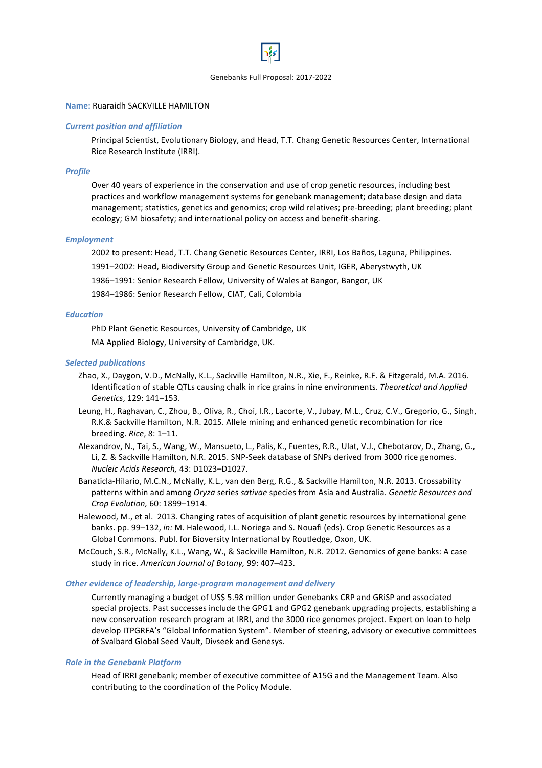**Name:** Ruaraidh SACKVILLE HAMILTON

### *Current position and affiliation*

Principal Scientist, Evolutionary Biology, and Head, T.T. Chang Genetic Resources Center, International Rice Research Institute (IRRI).

### *Profile*

Over 40 years of experience in the conservation and use of crop genetic resources, including best practices and workflow management systems for genebank management; database design and data management; statistics, genetics and genomics; crop wild relatives; pre-breeding; plant breeding; plant ecology; GM biosafety; and international policy on access and benefit-sharing.

### *Employment*

2002 to present: Head, T.T. Chang Genetic Resources Center, IRRI, Los Baños, Laguna, Philippines.

1991–2002: Head, Biodiversity Group and Genetic Resources Unit, IGER, Aberystwyth, UK

1986–1991: Senior Research Fellow, University of Wales at Bangor, Bangor, UK

1984–1986: Senior Research Fellow, CIAT, Cali, Colombia

### *Education*

PhD Plant Genetic Resources, University of Cambridge, UK

MA Applied Biology, University of Cambridge, UK.

### *Selected publications*

Zhao, X., Daygon, V.D., McNally, K.L., Sackville Hamilton, N.R., Xie, F., Reinke, R.F. & Fitzgerald, M.A. 2016. Identification of stable QTLs causing chalk in rice grains in nine environments. *Theoretical and Applied Genetics*, 129: 141–153.

Leung, H., Raghavan, C., Zhou, B., Oliva, R., Choi, I.R., Lacorte, V., Jubay, M.L., Cruz, C.V., Gregorio, G., Singh, R.K.& Sackville Hamilton, N.R. 2015. Allele mining and enhanced genetic recombination for rice breeding. *Rice*, 8: 1–11.

Alexandrov, N., Tai, S., Wang, W., Mansueto, L., Palis, K., Fuentes, R.R., Ulat, V.J., Chebotarov, D., Zhang, G., Li, Z. & Sackville Hamilton, N.R. 2015. SNP-Seek database of SNPs derived from 3000 rice genomes. *Nucleic Acids Research,* 43: D1023–D1027.

Banaticla-Hilario, M.C.N., McNally, K.L., van den Berg, R.G., & Sackville Hamilton, N.R. 2013. Crossability patterns within and among *Oryza* series *sativae* species from Asia and Australia. *Genetic Resources and Crop Evolution,* 60: 1899–1914.

Halewood, M., et al. 2013. Changing rates of acquisition of plant genetic resources by international gene banks. pp. 99–132, *in:* M. Halewood, I.L. Noriega and S. Nouafi (eds). Crop Genetic Resources as a Global Commons. Publ. for Bioversity International by Routledge, Oxon, UK.

McCouch, S.R., McNally, K.L., Wang, W., & Sackville Hamilton, N.R. 2012. Genomics of gene banks: A case study in rice. *American Journal of Botany,* 99: 407–423.

### *Other evidence of leadership, large-program management and delivery*

Currently managing a budget of US$ 5.98 million under Genebanks CRP and GRiSP and associated special projects. Past successes include the GPG1 and GPG2 genebank upgrading projects, establishing a new conservation research program at IRRI, and the 3000 rice genomes project. Expert on loan to help develop ITPGRFA's "Global Information System". Member of steering, advisory or executive committees of Svalbard Global Seed Vault, Divseek and Genesys.

### *Role in the Genebank Platform*

Head of IRRI genebank; member of executive committee of A15G and the Management Team. Also contributing to the coordination of the Policy Module.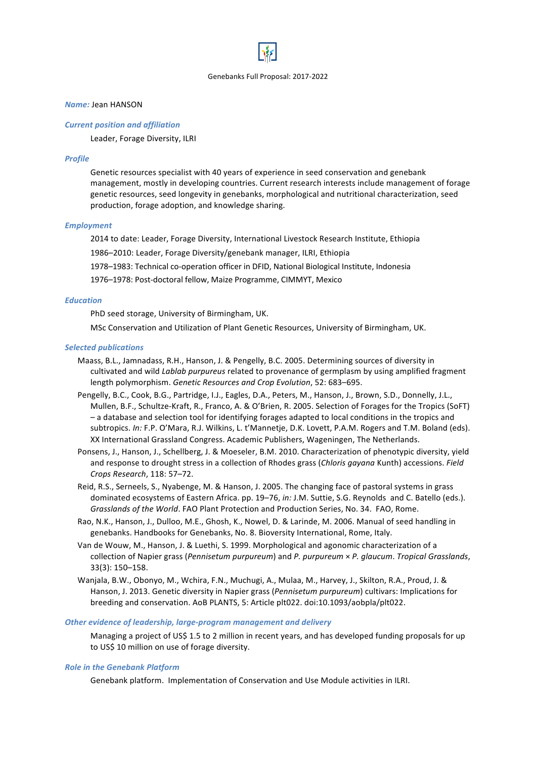**Name:** Jean HANSON

***Current position and affiliation***

Leader, Forage Diversity, ILRI

***Profile***

Genetic resources specialist with 40 years of experience in seed conservation and genebank management, mostly in developing countries. Current research interests include management of forage genetic resources, seed longevity in genebanks, morphological and nutritional characterization, seed production, forage adoption, and knowledge sharing.

***Employment***

2014 to date: Leader, Forage Diversity, International Livestock Research Institute, Ethiopia

1986–2010: Leader, Forage Diversity/genebank manager, ILRI, Ethiopia

1978–1983: Technical co-operation officer in DFID, National Biological Institute, Indonesia

1976–1978: Post-doctoral fellow, Maize Programme, CIMMYT, Mexico

***Education***

PhD seed storage, University of Birmingham, UK.

MSc Conservation and Utilization of Plant Genetic Resources, University of Birmingham, UK.

***Selected publications***

Maass, B.L., Jamnadass, R.H., Hanson, J. & Pengelly, B.C. 2005. Determining sources of diversity in cultivated and wild *Lablab purpureus* related to provenance of germplasm by using amplified fragment length polymorphism. *Genetic Resources and Crop Evolution*, 52: 683–695.

Pengelly, B.C., Cook, B.G., Partridge, I.J., Eagles, D.A., Peters, M., Hanson, J., Brown, S.D., Donnelly, J.L., Mullen, B.F., Schultze-Kraft, R., Franco, A. & O'Brien, R. 2005. Selection of Forages for the Tropics (SoFT) – a database and selection tool for identifying forages adapted to local conditions in the tropics and subtropics. *In:* F.P. O'Mara, R.J. Wilkins, L. t'Mannetje, D.K. Lovett, P.A.M. Rogers and T.M. Boland (eds). XX International Grassland Congress. Academic Publishers, Wageningen, The Netherlands.

Ponsens, J., Hanson, J., Schellberg, J. & Moeseler, B.M. 2010. Characterization of phenotypic diversity, yield and response to drought stress in a collection of Rhodes grass (*Chloris gayana* Kunth) accessions. *Field Crops Research*, 118: 57–72.

Reid, R.S., Serneels, S., Nyabenge, M. & Hanson, J. 2005. The changing face of pastoral systems in grass dominated ecosystems of Eastern Africa. pp. 19–76, *in:* J.M. Suttie, S.G. Reynolds and C. Batello (eds.). *Grasslands of the World*. FAO Plant Protection and Production Series, No. 34. FAO, Rome.

Rao, N.K., Hanson, J., Dulloo, M.E., Ghosh, K., Nowel, D. & Larinde, M. 2006. Manual of seed handling in genebanks. Handbooks for Genebanks, No. 8. Bioversity International, Rome, Italy.

Van de Wouw, M., Hanson, J. & Luethi, S. 1999. Morphological and agonomic characterization of a collection of Napier grass (*Pennisetum purpureum*) and *P. purpureum* × *P. glaucum*. *Tropical Grasslands*, 33(3): 150–158.

Wanjala, B.W., Obonyo, M., Wchira, F.N., Muchugi, A., Mulaa, M., Harvey, J., Skilton, R.A., Proud, J. & Hanson, J. 2013. Genetic diversity in Napier grass (*Pennisetum purpureum*) cultivars: Implications for breeding and conservation. AoB PLANTS, 5: Article plt022. doi:10.1093/aobpla/plt022.

***Other evidence of leadership, large-program management and delivery***

Managing a project of US$ 1.5 to 2 million in recent years, and has developed funding proposals for up to US$ 10 million on use of forage diversity.

***Role in the Genebank Platform***

Genebank platform. Implementation of Conservation and Use Module activities in ILRI.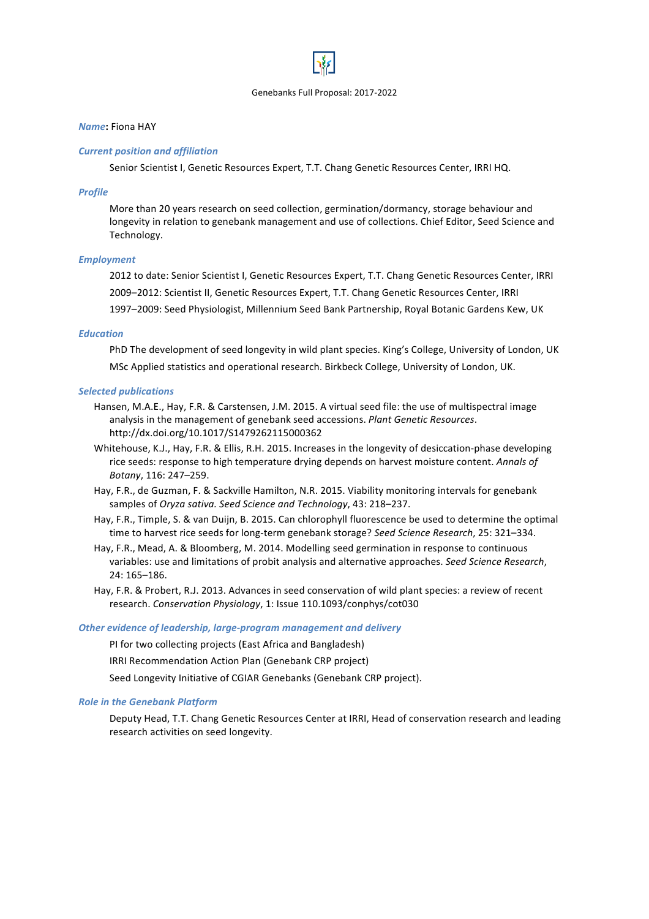*Name*: Fiona HAY

## *Current position and affiliation*

Senior Scientist I, Genetic Resources Expert, T.T. Chang Genetic Resources Center, IRRI HQ.

## *Profile*

More than 20 years research on seed collection, germination/dormancy, storage behaviour and longevity in relation to genebank management and use of collections. Chief Editor, Seed Science and Technology.

## *Employment*

2012 to date: Senior Scientist I, Genetic Resources Expert, T.T. Chang Genetic Resources Center, IRRI

2009–2012: Scientist II, Genetic Resources Expert, T.T. Chang Genetic Resources Center, IRRI

1997–2009: Seed Physiologist, Millennium Seed Bank Partnership, Royal Botanic Gardens Kew, UK

## *Education*

PhD The development of seed longevity in wild plant species. King's College, University of London, UK

MSc Applied statistics and operational research. Birkbeck College, University of London, UK.

## *Selected publications*

Hansen, M.A.E., Hay, F.R. & Carstensen, J.M. 2015. A virtual seed file: the use of multispectral image analysis in the management of genebank seed accessions. *Plant Genetic Resources*. http://dx.doi.org/10.1017/S1479262115000362

Whitehouse, K.J., Hay, F.R. & Ellis, R.H. 2015. Increases in the longevity of desiccation-phase developing rice seeds: response to high temperature drying depends on harvest moisture content. *Annals of Botany*, 116: 247–259.

Hay, F.R., de Guzman, F. & Sackville Hamilton, N.R. 2015. Viability monitoring intervals for genebank samples of *Oryza sativa. Seed Science and Technology*, 43: 218–237.

Hay, F.R., Timple, S. & van Duijn, B. 2015. Can chlorophyll fluorescence be used to determine the optimal time to harvest rice seeds for long-term genebank storage? *Seed Science Research*, 25: 321–334.

Hay, F.R., Mead, A. & Bloomberg, M. 2014. Modelling seed germination in response to continuous variables: use and limitations of probit analysis and alternative approaches. *Seed Science Research*, 24: 165–186.

Hay, F.R. & Probert, R.J. 2013. Advances in seed conservation of wild plant species: a review of recent research. *Conservation Physiology*, 1: Issue 110.1093/conphys/cot030

## *Other evidence of leadership, large-program management and delivery*

PI for two collecting projects (East Africa and Bangladesh)

IRRI Recommendation Action Plan (Genebank CRP project)

Seed Longevity Initiative of CGIAR Genebanks (Genebank CRP project).

## *Role in the Genebank Platform*

Deputy Head, T.T. Chang Genetic Resources Center at IRRI, Head of conservation research and leading research activities on seed longevity.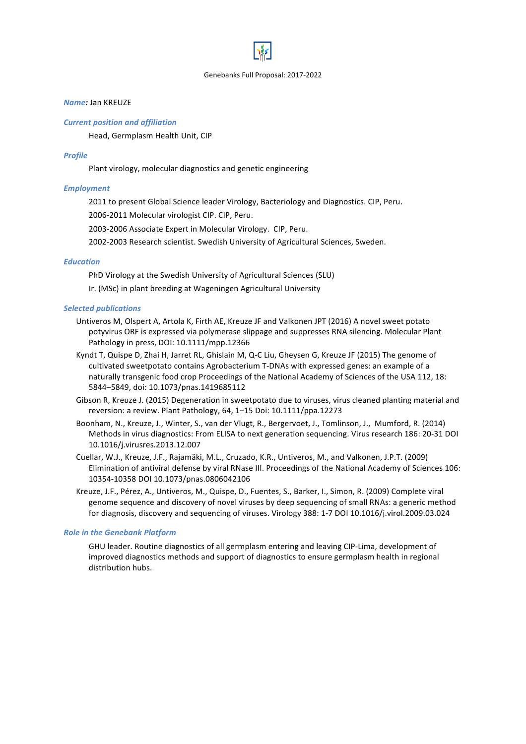*Name:* Jan KREUZE

*Current position and affiliation*

Head, Germplasm Health Unit, CIP

*Profile*

Plant virology, molecular diagnostics and genetic engineering

*Employment*

2011 to present Global Science leader Virology, Bacteriology and Diagnostics. CIP, Peru.

2006-2011 Molecular virologist CIP. CIP, Peru.

2003-2006 Associate Expert in Molecular Virology. CIP, Peru.

2002-2003 Research scientist. Swedish University of Agricultural Sciences, Sweden.

*Education*

PhD Virology at the Swedish University of Agricultural Sciences (SLU)

Ir. (MSc) in plant breeding at Wageningen Agricultural University

*Selected publications*

Untiveros M, Olspert A, Artola K, Firth AE, Kreuze JF and Valkonen JPT (2016) A novel sweet potato potyvirus ORF is expressed via polymerase slippage and suppresses RNA silencing. Molecular Plant Pathology in press, DOI: 10.1111/mpp.12366

Kyndt T, Quispe D, Zhai H, Jarret RL, Ghislain M, Q-C Liu, Gheysen G, Kreuze JF (2015) The genome of cultivated sweetpotato contains Agrobacterium T-DNAs with expressed genes: an example of a naturally transgenic food crop Proceedings of the National Academy of Sciences of the USA 112, 18: 5844–5849, doi: 10.1073/pnas.1419685112

Gibson R, Kreuze J. (2015) Degeneration in sweetpotato due to viruses, virus cleaned planting material and reversion: a review. Plant Pathology, 64, 1–15 Doi: 10.1111/ppa.12273

Boonham, N., Kreuze, J., Winter, S., van der Vlugt, R., Bergervoet, J., Tomlinson, J., Mumford, R. (2014) Methods in virus diagnostics: From ELISA to next generation sequencing. Virus research 186: 20-31 DOI 10.1016/j.virusres.2013.12.007

Cuellar, W.J., Kreuze, J.F., Rajamäki, M.L., Cruzado, K.R., Untiveros, M., and Valkonen, J.P.T. (2009) Elimination of antiviral defense by viral RNase III. Proceedings of the National Academy of Sciences 106: 10354-10358 DOI 10.1073/pnas.0806042106

Kreuze, J.F., Pérez, A., Untiveros, M., Quispe, D., Fuentes, S., Barker, I., Simon, R. (2009) Complete viral genome sequence and discovery of novel viruses by deep sequencing of small RNAs: a generic method for diagnosis, discovery and sequencing of viruses. Virology 388: 1-7 DOI 10.1016/j.virol.2009.03.024

*Role in the Genebank Platform*

GHU leader. Routine diagnostics of all germplasm entering and leaving CIP-Lima, development of improved diagnostics methods and support of diagnostics to ensure germplasm health in regional distribution hubs.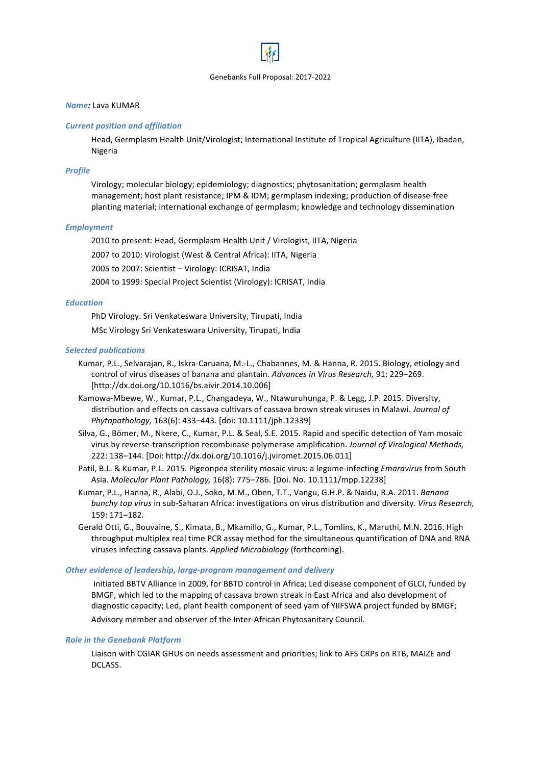*Name:* Lava KUMAR

*Current position and affiliation*

Head, Germplasm Health Unit/Virologist; International Institute of Tropical Agriculture (IITA), Ibadan, Nigeria

*Profile*

Virology; molecular biology; epidemiology; diagnostics; phytosanitation; germplasm health management; host plant resistance; IPM & IDM; germplasm indexing; production of disease-free planting material; international exchange of germplasm; knowledge and technology dissemination

*Employment*

2010 to present: Head, Germplasm Health Unit / Virologist, IITA, Nigeria

2007 to 2010: Virologist (West & Central Africa): IITA, Nigeria

2005 to 2007: Scientist – Virology: ICRISAT, India

2004 to 1999: Special Project Scientist (Virology): ICRISAT, India

*Education*

PhD Virology. Sri Venkateswara University, Tirupati, India

MSc Virology Sri Venkateswara University, Tirupati, India

*Selected publications*

Kumar, P.L., Selvarajan, R., Iskra-Caruana, M.-L., Chabannes, M. & Hanna, R. 2015. Biology, etiology and control of virus diseases of banana and plantain. *Advances in Virus Research,* 91: 229–269. [http://dx.doi.org/10.1016/bs.aivir.2014.10.006]

Kamowa-Mbewe, W., Kumar, P.L., Changadeya, W., Ntawuruhunga, P. & Legg, J.P. 2015. Diversity, distribution and effects on cassava cultivars of cassava brown streak viruses in Malawi. *Journal of Phytopathology,* 163(6): 433–443. [doi: 10.1111/jph.12339]

Silva, G., Bömer, M., Nkere, C., Kumar, P.L. & Seal, S.E. 2015. Rapid and specific detection of Yam mosaic virus by reverse-transcription recombinase polymerase amplification. *Journal of Virological Methods,* 222: 138–144. [Doi: http://dx.doi.org/10.1016/j.jviromet.2015.06.011]

Patil, B.L. & Kumar, P.L. 2015. Pigeonpea sterility mosaic virus: a legume-infecting *Emaravirus* from South Asia. *Molecular Plant Pathology,* 16(8): 775–786. [Doi. No. 10.1111/mpp.12238]

Kumar, P.L., Hanna, R., Alabi, O.J., Soko, M.M., Oben, T.T., Vangu, G.H.P. & Naidu, R.A. 2011. *Banana bunchy top virus* in sub-Saharan Africa: investigations on virus distribution and diversity. *Virus Research,* 159: 171–182.

Gerald Otti, G., Bouvaine, S., Kimata, B., Mkamillo, G., Kumar, P.L., Tomlins, K., Maruthi, M.N. 2016. High throughput multiplex real time PCR assay method for the simultaneous quantification of DNA and RNA viruses infecting cassava plants. *Applied Microbiology* (forthcoming).

*Other evidence of leadership, large-program management and delivery*

Initiated BBTV Alliance in 2009, for BBTD control in Africa; Led disease component of GLCI, funded by BMGF, which led to the mapping of cassava brown streak in East Africa and also development of diagnostic capacity; Led, plant health component of seed yam of YIIFSWA project funded by BMGF;

Advisory member and observer of the Inter-African Phytosanitary Council.

*Role in the Genebank Platform*

Liaison with CGIAR GHUs on needs assessment and priorities; link to AFS CRPs on RTB, MAIZE and DCLASS.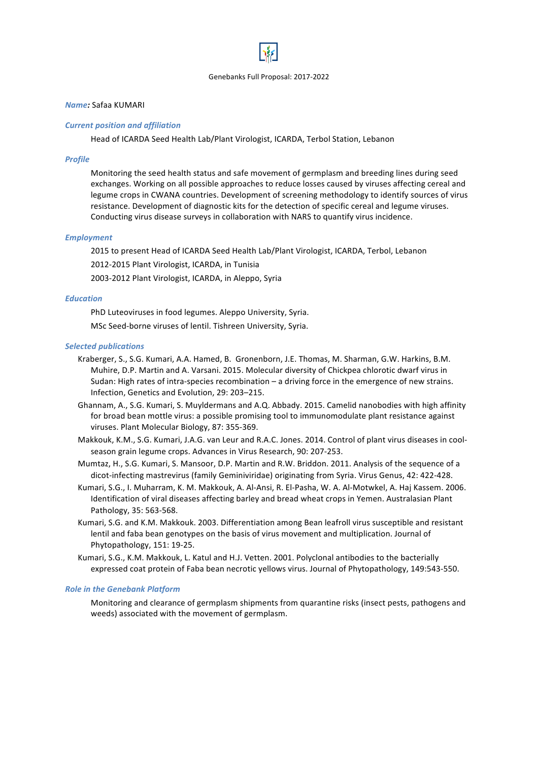*Name:* Safaa KUMARI

*Current position and affiliation*

Head of ICARDA Seed Health Lab/Plant Virologist, ICARDA, Terbol Station, Lebanon

*Profile*

Monitoring the seed health status and safe movement of germplasm and breeding lines during seed exchanges. Working on all possible approaches to reduce losses caused by viruses affecting cereal and legume crops in CWANA countries. Development of screening methodology to identify sources of virus resistance. Development of diagnostic kits for the detection of specific cereal and legume viruses. Conducting virus disease surveys in collaboration with NARS to quantify virus incidence.

*Employment*

2015 to present Head of ICARDA Seed Health Lab/Plant Virologist, ICARDA, Terbol, Lebanon

2012-2015 Plant Virologist, ICARDA, in Tunisia

2003-2012 Plant Virologist, ICARDA, in Aleppo, Syria

*Education*

PhD Luteoviruses in food legumes. Aleppo University, Syria.

MSc Seed-borne viruses of lentil. Tishreen University, Syria.

*Selected publications*

Kraberger, S., S.G. Kumari, A.A. Hamed, B. Gronenborn, J.E. Thomas, M. Sharman, G.W. Harkins, B.M. Muhire, D.P. Martin and A. Varsani. 2015. Molecular diversity of Chickpea chlorotic dwarf virus in Sudan: High rates of intra-species recombination – a driving force in the emergence of new strains. Infection, Genetics and Evolution, 29: 203–215.

Ghannam, A., S.G. Kumari, S. Muyldermans and A.Q. Abbady. 2015. Camelid nanobodies with high affinity for broad bean mottle virus: a possible promising tool to immunomodulate plant resistance against viruses. Plant Molecular Biology, 87: 355-369.

Makkouk, K.M., S.G. Kumari, J.A.G. van Leur and R.A.C. Jones. 2014. Control of plant virus diseases in cool-season grain legume crops. Advances in Virus Research, 90: 207-253.

Mumtaz, H., S.G. Kumari, S. Mansoor, D.P. Martin and R.W. Briddon. 2011. Analysis of the sequence of a dicot-infecting mastrevirus (family Geminiviridae) originating from Syria. Virus Genus, 42: 422-428.

Kumari, S.G., I. Muharram, K. M. Makkouk, A. Al-Ansi, R. El-Pasha, W. A. Al-Motwkel, A. Haj Kassem. 2006. Identification of viral diseases affecting barley and bread wheat crops in Yemen. Australasian Plant Pathology, 35: 563-568.

Kumari, S.G. and K.M. Makkouk. 2003. Differentiation among Bean leafroll virus susceptible and resistant lentil and faba bean genotypes on the basis of virus movement and multiplication. Journal of Phytopathology, 151: 19-25.

Kumari, S.G., K.M. Makkouk, L. Katul and H.J. Vetten. 2001. Polyclonal antibodies to the bacterially expressed coat protein of Faba bean necrotic yellows virus. Journal of Phytopathology, 149:543-550.

*Role in the Genebank Platform*

Monitoring and clearance of germplasm shipments from quarantine risks (insect pests, pathogens and weeds) associated with the movement of germplasm.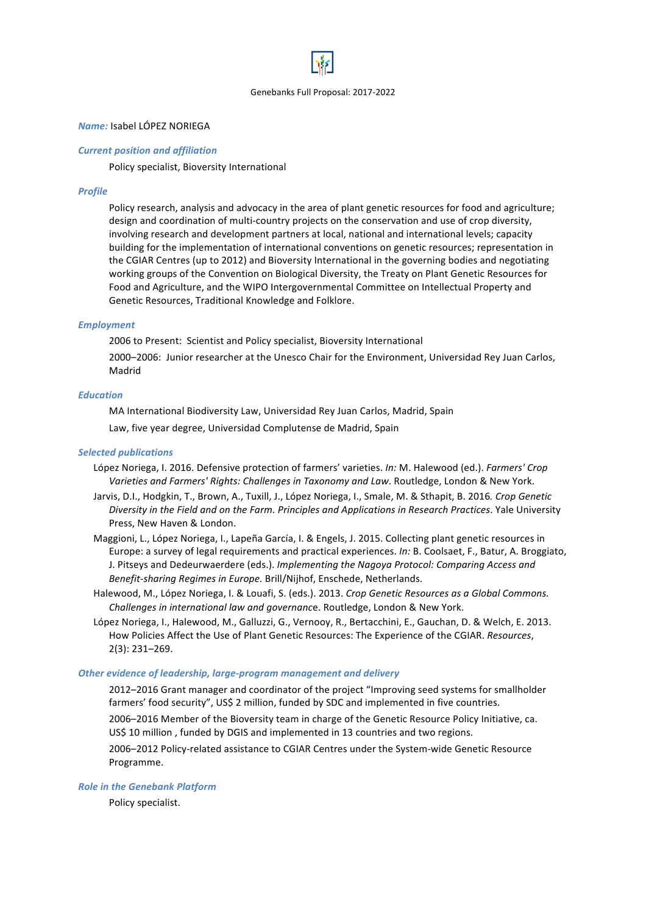**Name:** Isabel LÓPEZ NORIEGA

### *Current position and affiliation*

Policy specialist, Bioversity International

### *Profile*

Policy research, analysis and advocacy in the area of plant genetic resources for food and agriculture; design and coordination of multi-country projects on the conservation and use of crop diversity, involving research and development partners at local, national and international levels; capacity building for the implementation of international conventions on genetic resources; representation in the CGIAR Centres (up to 2012) and Bioversity International in the governing bodies and negotiating working groups of the Convention on Biological Diversity, the Treaty on Plant Genetic Resources for Food and Agriculture, and the WIPO Intergovernmental Committee on Intellectual Property and Genetic Resources, Traditional Knowledge and Folklore.

### *Employment*

2006 to Present: Scientist and Policy specialist, Bioversity International

2000–2006: Junior researcher at the Unesco Chair for the Environment, Universidad Rey Juan Carlos, Madrid

### *Education*

MA International Biodiversity Law, Universidad Rey Juan Carlos, Madrid, Spain

Law, five year degree, Universidad Complutense de Madrid, Spain

### *Selected publications*

López Noriega, I. 2016. Defensive protection of farmers' varieties. *In:* M. Halewood (ed.). *Farmers' Crop Varieties and Farmers' Rights: Challenges in Taxonomy and Law*. Routledge, London & New York.

Jarvis, D.I., Hodgkin, T., Brown, A., Tuxill, J., López Noriega, I., Smale, M. & Sthapit, B. 2016. *Crop Genetic Diversity in the Field and on the Farm. Principles and Applications in Research Practices*. Yale University Press, New Haven & London.

Maggioni, L., López Noriega, I., Lapeña García, I. & Engels, J. 2015. Collecting plant genetic resources in Europe: a survey of legal requirements and practical experiences. *In:* B. Coolsaet, F., Batur, A. Broggiato, J. Pitseys and Dedeurwaerdere (eds.). *Implementing the Nagoya Protocol: Comparing Access and Benefit-sharing Regimes in Europe.* Brill/Nijhof, Enschede, Netherlands.

Halewood, M., López Noriega, I. & Louafi, S. (eds.). 2013. *Crop Genetic Resources as a Global Commons. Challenges in international law and governance*. Routledge, London & New York.

López Noriega, I., Halewood, M., Galluzzi, G., Vernooy, R., Bertacchini, E., Gauchan, D. & Welch, E. 2013. How Policies Affect the Use of Plant Genetic Resources: The Experience of the CGIAR. *Resources*, 2(3): 231–269.

### *Other evidence of leadership, large-program management and delivery*

2012–2016 Grant manager and coordinator of the project "Improving seed systems for smallholder farmers' food security", US$ 2 million, funded by SDC and implemented in five countries.

2006–2016 Member of the Bioversity team in charge of the Genetic Resource Policy Initiative, ca. US$ 10 million , funded by DGIS and implemented in 13 countries and two regions.

2006–2012 Policy-related assistance to CGIAR Centres under the System-wide Genetic Resource Programme.

### *Role in the Genebank Platform*

Policy specialist.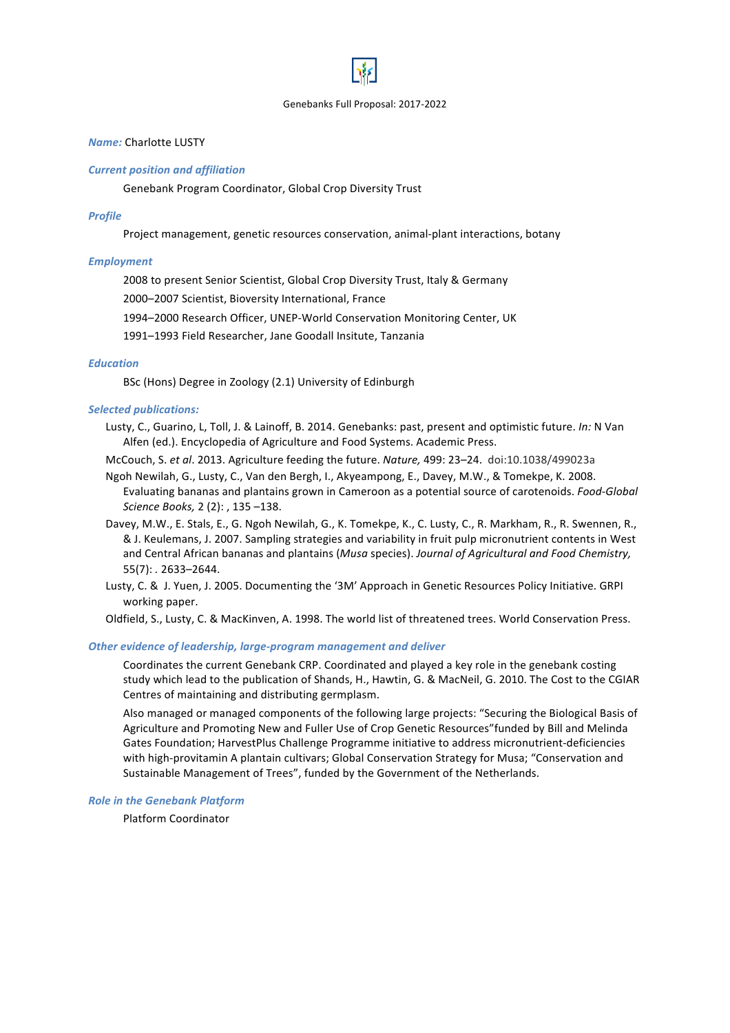Genebanks Full Proposal: 2017-2022

***Name:*** Charlotte LUSTY

***Current position and affiliation***

Genebank Program Coordinator, Global Crop Diversity Trust

***Profile***

Project management, genetic resources conservation, animal-plant interactions, botany

***Employment***

2008 to present Senior Scientist, Global Crop Diversity Trust, Italy & Germany

2000–2007 Scientist, Bioversity International, France

1994–2000 Research Officer, UNEP-World Conservation Monitoring Center, UK

1991–1993 Field Researcher, Jane Goodall Insitute, Tanzania

***Education***

BSc (Hons) Degree in Zoology (2.1) University of Edinburgh

***Selected publications:***

Lusty, C., Guarino, L, Toll, J. & Lainoff, B. 2014. Genebanks: past, present and optimistic future. *In:* N Van Alfen (ed.). Encyclopedia of Agriculture and Food Systems. Academic Press.

McCouch, S. *et al*. 2013. Agriculture feeding the future. *Nature,* 499: 23–24. doi:10.1038/499023a

Ngoh Newilah, G., Lusty, C., Van den Bergh, I., Akyeampong, E., Davey, M.W., & Tomekpe, K. 2008. Evaluating bananas and plantains grown in Cameroon as a potential source of carotenoids. *Food-Global Science Books,* 2 (2): , 135 –138.

Davey, M.W., E. Stals, E., G. Ngoh Newilah, G., K. Tomekpe, K., C. Lusty, C., R. Markham, R., R. Swennen, R., & J. Keulemans, J. 2007. Sampling strategies and variability in fruit pulp micronutrient contents in West and Central African bananas and plantains (*Musa* species). *Journal of Agricultural and Food Chemistry,* 55(7): . 2633–2644.

Lusty, C. & J. Yuen, J. 2005. Documenting the '3M' Approach in Genetic Resources Policy Initiative. GRPI working paper.

Oldfield, S., Lusty, C. & MacKinven, A. 1998. The world list of threatened trees. World Conservation Press.

***Other evidence of leadership, large-program management and deliver***

Coordinates the current Genebank CRP. Coordinated and played a key role in the genebank costing study which lead to the publication of Shands, H., Hawtin, G. & MacNeil, G. 2010. The Cost to the CGIAR Centres of maintaining and distributing germplasm.

Also managed or managed components of the following large projects: "Securing the Biological Basis of Agriculture and Promoting New and Fuller Use of Crop Genetic Resources"funded by Bill and Melinda Gates Foundation; HarvestPlus Challenge Programme initiative to address micronutrient-deficiencies with high-provitamin A plantain cultivars; Global Conservation Strategy for Musa; "Conservation and Sustainable Management of Trees", funded by the Government of the Netherlands.

***Role in the Genebank Platform***

Platform Coordinator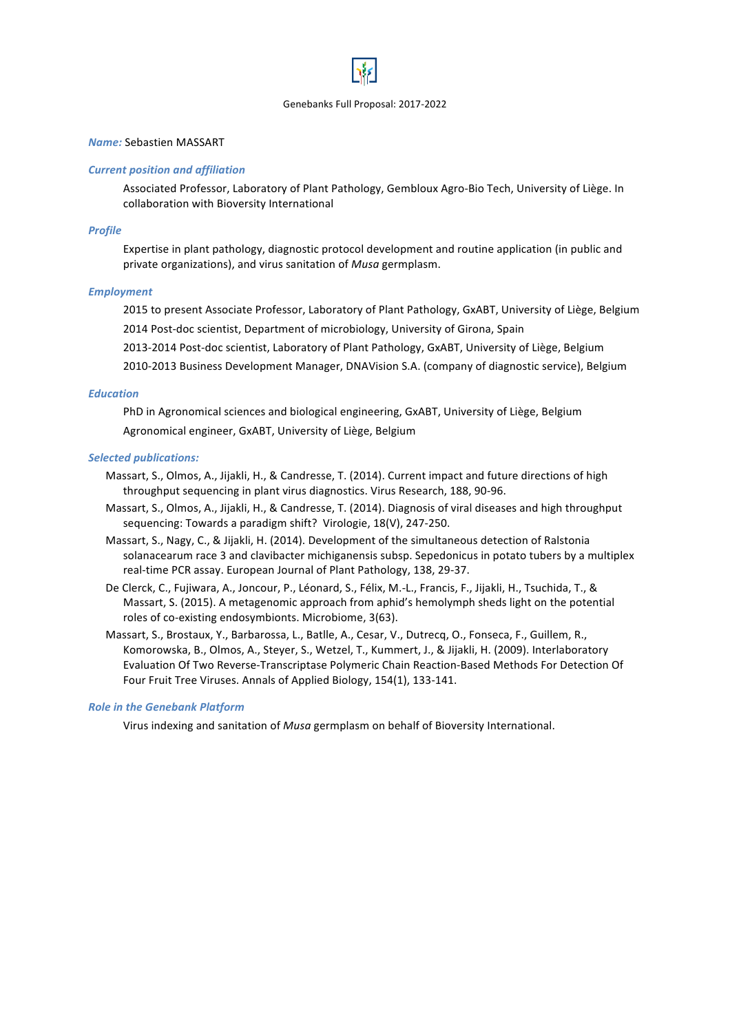*Name:* Sebastien MASSART

### *Current position and affiliation*

Associated Professor, Laboratory of Plant Pathology, Gembloux Agro-Bio Tech, University of Liège. In collaboration with Bioversity International

### *Profile*

Expertise in plant pathology, diagnostic protocol development and routine application (in public and private organizations), and virus sanitation of *Musa* germplasm.

### *Employment*

2015 to present Associate Professor, Laboratory of Plant Pathology, GxABT, University of Liège, Belgium

2014 Post-doc scientist, Department of microbiology, University of Girona, Spain

2013-2014 Post-doc scientist, Laboratory of Plant Pathology, GxABT, University of Liège, Belgium

2010-2013 Business Development Manager, DNAVision S.A. (company of diagnostic service), Belgium

### *Education*

PhD in Agronomical sciences and biological engineering, GxABT, University of Liège, Belgium

Agronomical engineer, GxABT, University of Liège, Belgium

### *Selected publications:*

Massart, S., Olmos, A., Jijakli, H., & Candresse, T. (2014). Current impact and future directions of high throughput sequencing in plant virus diagnostics. Virus Research, 188, 90-96.

Massart, S., Olmos, A., Jijakli, H., & Candresse, T. (2014). Diagnosis of viral diseases and high throughput sequencing: Towards a paradigm shift? Virologie, 18(V), 247-250.

Massart, S., Nagy, C., & Jijakli, H. (2014). Development of the simultaneous detection of Ralstonia solanacearum race 3 and clavibacter michiganensis subsp. Sepedonicus in potato tubers by a multiplex real-time PCR assay. European Journal of Plant Pathology, 138, 29-37.

De Clerck, C., Fujiwara, A., Joncour, P., Léonard, S., Félix, M.-L., Francis, F., Jijakli, H., Tsuchida, T., & Massart, S. (2015). A metagenomic approach from aphid's hemolymph sheds light on the potential roles of co-existing endosymbionts. Microbiome, 3(63).

Massart, S., Brostaux, Y., Barbarossa, L., Batlle, A., Cesar, V., Dutrecq, O., Fonseca, F., Guillem, R., Komorowska, B., Olmos, A., Steyer, S., Wetzel, T., Kummert, J., & Jijakli, H. (2009). Interlaboratory Evaluation Of Two Reverse-Transcriptase Polymeric Chain Reaction-Based Methods For Detection Of Four Fruit Tree Viruses. Annals of Applied Biology, 154(1), 133-141.

### *Role in the Genebank Platform*

Virus indexing and sanitation of *Musa* germplasm on behalf of Bioversity International.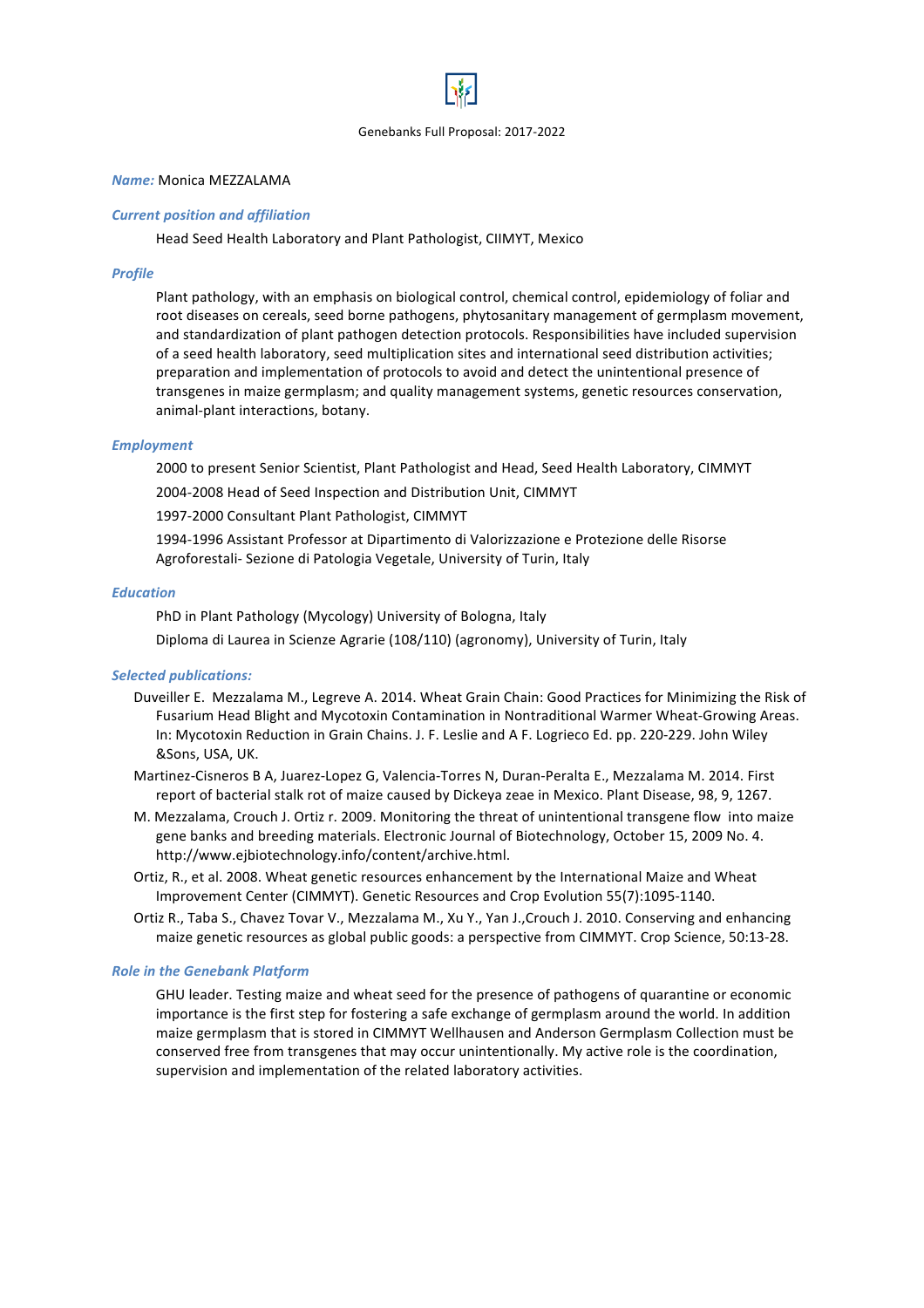**Name:** Monica MEZZALAMA

**Current position and affiliation**

Head Seed Health Laboratory and Plant Pathologist, CIIMYT, Mexico

**Profile**

Plant pathology, with an emphasis on biological control, chemical control, epidemiology of foliar and root diseases on cereals, seed borne pathogens, phytosanitary management of germplasm movement, and standardization of plant pathogen detection protocols. Responsibilities have included supervision of a seed health laboratory, seed multiplication sites and international seed distribution activities; preparation and implementation of protocols to avoid and detect the unintentional presence of transgenes in maize germplasm; and quality management systems, genetic resources conservation, animal-plant interactions, botany.

**Employment**

2000 to present Senior Scientist, Plant Pathologist and Head, Seed Health Laboratory, CIMMYT

2004-2008 Head of Seed Inspection and Distribution Unit, CIMMYT

1997-2000 Consultant Plant Pathologist, CIMMYT

1994-1996 Assistant Professor at Dipartimento di Valorizzazione e Protezione delle Risorse Agroforestali- Sezione di Patologia Vegetale, University of Turin, Italy

**Education**

PhD in Plant Pathology (Mycology) University of Bologna, Italy

Diploma di Laurea in Scienze Agrarie (108/110) (agronomy), University of Turin, Italy

**Selected publications:**

Duveiller E. Mezzalama M., Legreve A. 2014. Wheat Grain Chain: Good Practices for Minimizing the Risk of Fusarium Head Blight and Mycotoxin Contamination in Nontraditional Warmer Wheat-Growing Areas. In: Mycotoxin Reduction in Grain Chains. J. F. Leslie and A F. Logrieco Ed. pp. 220-229. John Wiley &Sons, USA, UK.

Martinez-Cisneros B A, Juarez-Lopez G, Valencia-Torres N, Duran-Peralta E., Mezzalama M. 2014. First report of bacterial stalk rot of maize caused by Dickeya zeae in Mexico. Plant Disease, 98, 9, 1267.

M. Mezzalama, Crouch J. Ortiz r. 2009. Monitoring the threat of unintentional transgene flow into maize gene banks and breeding materials. Electronic Journal of Biotechnology, October 15, 2009 No. 4. http://www.ejbiotechnology.info/content/archive.html.

Ortiz, R., et al. 2008. Wheat genetic resources enhancement by the International Maize and Wheat Improvement Center (CIMMYT). Genetic Resources and Crop Evolution 55(7):1095-1140.

Ortiz R., Taba S., Chavez Tovar V., Mezzalama M., Xu Y., Yan J.,Crouch J. 2010. Conserving and enhancing maize genetic resources as global public goods: a perspective from CIMMYT. Crop Science, 50:13-28.

**Role in the Genebank Platform**

GHU leader. Testing maize and wheat seed for the presence of pathogens of quarantine or economic importance is the first step for fostering a safe exchange of germplasm around the world. In addition maize germplasm that is stored in CIMMYT Wellhausen and Anderson Germplasm Collection must be conserved free from transgenes that may occur unintentionally. My active role is the coordination, supervision and implementation of the related laboratory activities.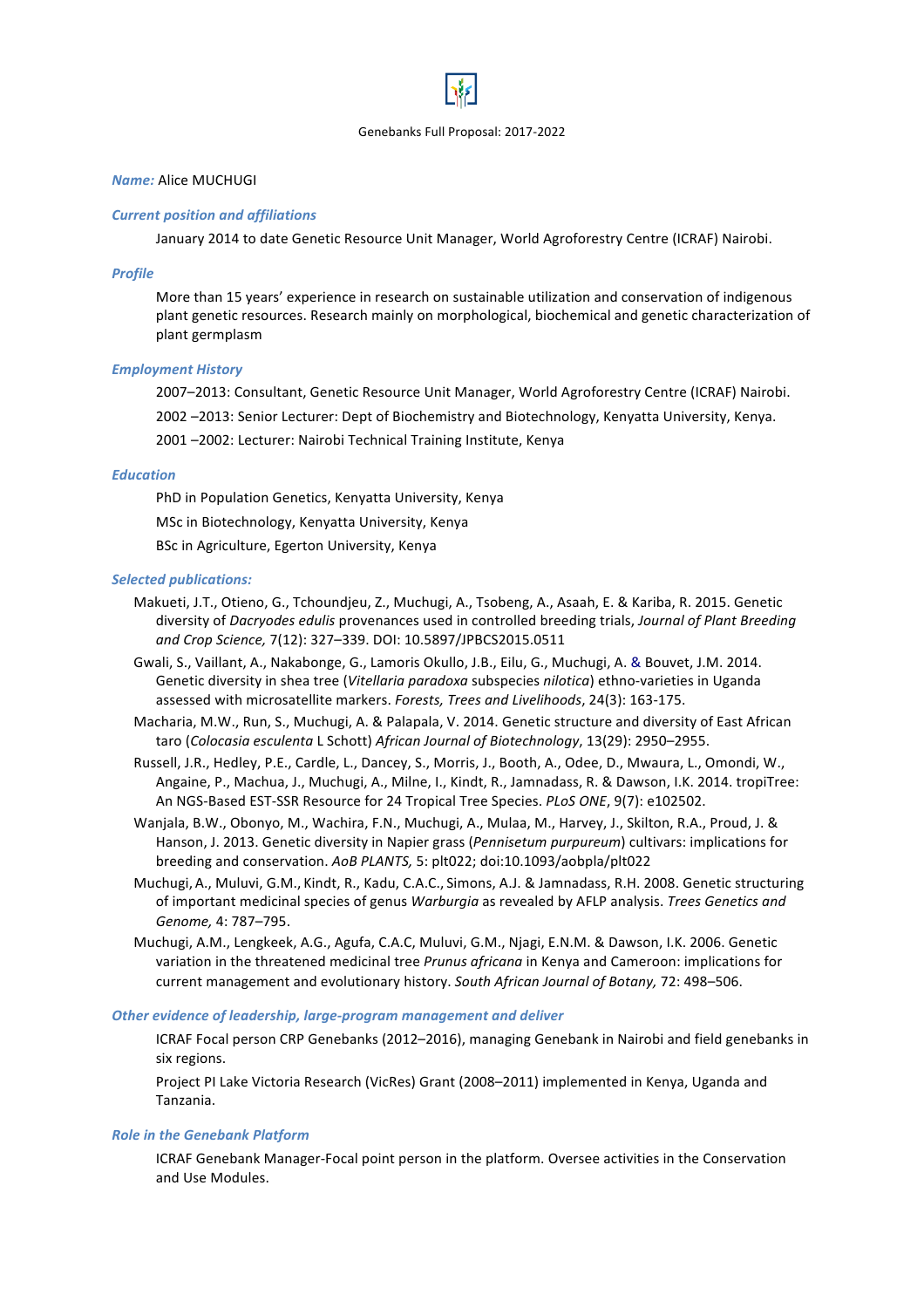**Name:** Alice MUCHUGI

***Current position and affiliations***

January 2014 to date Genetic Resource Unit Manager, World Agroforestry Centre (ICRAF) Nairobi.

***Profile***

More than 15 years' experience in research on sustainable utilization and conservation of indigenous plant genetic resources. Research mainly on morphological, biochemical and genetic characterization of plant germplasm

***Employment History***

2007–2013: Consultant, Genetic Resource Unit Manager, World Agroforestry Centre (ICRAF) Nairobi.

2002 –2013: Senior Lecturer: Dept of Biochemistry and Biotechnology, Kenyatta University, Kenya.

2001 –2002: Lecturer: Nairobi Technical Training Institute, Kenya

***Education***

PhD in Population Genetics, Kenyatta University, Kenya

MSc in Biotechnology, Kenyatta University, Kenya

BSc in Agriculture, Egerton University, Kenya

***Selected publications:***

Makueti, J.T., Otieno, G., Tchoundjeu, Z., Muchugi, A., Tsobeng, A., Asaah, E. & Kariba, R. 2015. Genetic diversity of *Dacryodes edulis* provenances used in controlled breeding trials, *Journal of Plant Breeding and Crop Science,* 7(12): 327–339. DOI: 10.5897/JPBCS2015.0511

Gwali, S., Vaillant, A., Nakabonge, G., Lamoris Okullo, J.B., Eilu, G., Muchugi, A. & Bouvet, J.M. 2014. Genetic diversity in shea tree (*Vitellaria paradoxa* subspecies *nilotica*) ethno-varieties in Uganda assessed with microsatellite markers. *Forests, Trees and Livelihoods*, 24(3): 163-175.

Macharia, M.W., Run, S., Muchugi, A. & Palapala, V. 2014. Genetic structure and diversity of East African taro (*Colocasia esculenta* L Schott) *African Journal of Biotechnology*, 13(29): 2950–2955.

Russell, J.R., Hedley, P.E., Cardle, L., Dancey, S., Morris, J., Booth, A., Odee, D., Mwaura, L., Omondi, W., Angaine, P., Machua, J., Muchugi, A., Milne, I., Kindt, R., Jamnadass, R. & Dawson, I.K. 2014. tropiTree: An NGS-Based EST-SSR Resource for 24 Tropical Tree Species. *PLoS ONE*, 9(7): e102502.

Wanjala, B.W., Obonyo, M., Wachira, F.N., Muchugi, A., Mulaa, M., Harvey, J., Skilton, R.A., Proud, J. & Hanson, J. 2013. Genetic diversity in Napier grass (*Pennisetum purpureum*) cultivars: implications for breeding and conservation. *AoB PLANTS,* 5: plt022; doi:10.1093/aobpla/plt022

Muchugi, A., Muluvi, G.M., Kindt, R., Kadu, C.A.C., Simons, A.J. & Jamnadass, R.H. 2008. Genetic structuring of important medicinal species of genus *Warburgia* as revealed by AFLP analysis. *Trees Genetics and Genome,* 4: 787–795.

Muchugi, A.M., Lengkeek, A.G., Agufa, C.A.C, Muluvi, G.M., Njagi, E.N.M. & Dawson, I.K. 2006. Genetic variation in the threatened medicinal tree *Prunus africana* in Kenya and Cameroon: implications for current management and evolutionary history. *South African Journal of Botany,* 72: 498–506.

***Other evidence of leadership, large-program management and deliver***

ICRAF Focal person CRP Genebanks (2012–2016), managing Genebank in Nairobi and field genebanks in six regions.

Project PI Lake Victoria Research (VicRes) Grant (2008–2011) implemented in Kenya, Uganda and Tanzania.

***Role in the Genebank Platform***

ICRAF Genebank Manager-Focal point person in the platform. Oversee activities in the Conservation and Use Modules.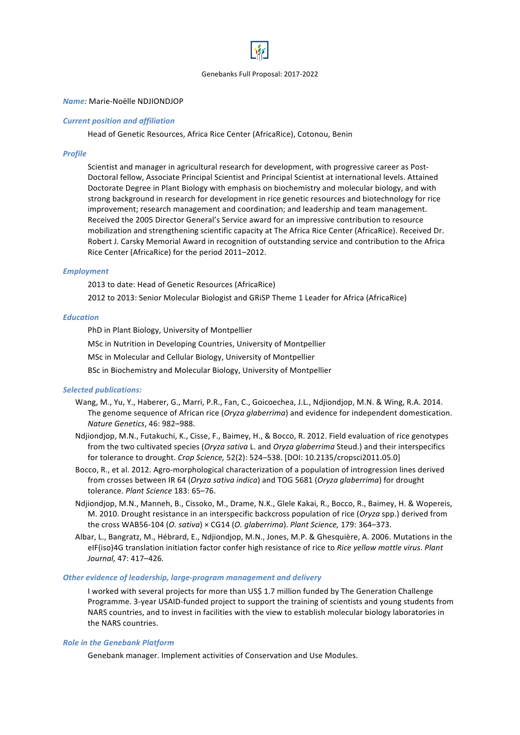*Name:* Marie-Noëlle NDJIONDJOP

*Current position and affiliation*

Head of Genetic Resources, Africa Rice Center (AfricaRice), Cotonou, Benin

*Profile*

Scientist and manager in agricultural research for development, with progressive career as Post-Doctoral fellow, Associate Principal Scientist and Principal Scientist at international levels. Attained Doctorate Degree in Plant Biology with emphasis on biochemistry and molecular biology, and with strong background in research for development in rice genetic resources and biotechnology for rice improvement; research management and coordination; and leadership and team management. Received the 2005 Director General's Service award for an impressive contribution to resource mobilization and strengthening scientific capacity at The Africa Rice Center (AfricaRice). Received Dr. Robert J. Carsky Memorial Award in recognition of outstanding service and contribution to the Africa Rice Center (AfricaRice) for the period 2011–2012.

*Employment*

2013 to date: Head of Genetic Resources (AfricaRice)

2012 to 2013: Senior Molecular Biologist and GRiSP Theme 1 Leader for Africa (AfricaRice)

*Education*

PhD in Plant Biology, University of Montpellier

MSc in Nutrition in Developing Countries, University of Montpellier

MSc in Molecular and Cellular Biology, University of Montpellier

BSc in Biochemistry and Molecular Biology, University of Montpellier

*Selected publications:*

- Wang, M., Yu, Y., Haberer, G., Marri, P.R., Fan, C., Goicoechea, J.L., Ndjiondjop, M.N. & Wing, R.A. 2014. The genome sequence of African rice (*Oryza glaberrima*) and evidence for independent domestication. *Nature Genetics*, 46: 982–988.
- Ndjiondjop, M.N., Futakuchi, K., Cisse, F., Baimey, H., & Bocco, R. 2012. Field evaluation of rice genotypes from the two cultivated species (*Oryza sativa* L. and *Oryza glaberrima* Steud.) and their interspecifics for tolerance to drought. *Crop Science,* 52(2): 524–538. [DOI: 10.2135/cropsci2011.05.0]
- Bocco, R., et al. 2012. Agro-morphological characterization of a population of introgression lines derived from crosses between IR 64 (*Oryza sativa indica*) and TOG 5681 (*Oryza glaberrima*) for drought tolerance. *Plant Science* 183: 65–76.
- Ndjiondjop, M.N., Manneh, B., Cissoko, M., Drame, N.K., Glele Kakai, R., Bocco, R., Baimey, H. & Wopereis, M. 2010. Drought resistance in an interspecific backcross population of rice (*Oryza* spp.) derived from the cross WAB56-104 (*O. sativa*) × CG14 (*O. glaberrima*). *Plant Science,* 179: 364–373.
- Albar, L., Bangratz, M., Hébrard, E., Ndjiondjop, M.N., Jones, M.P. & Ghesquière, A. 2006. Mutations in the eIF(iso)4G translation initiation factor confer high resistance of rice to *Rice yellow mottle virus*. *Plant Journal,* 47: 417–426.

*Other evidence of leadership, large-program management and delivery*

I worked with several projects for more than US$ 1.7 million funded by The Generation Challenge Programme. 3-year USAID-funded project to support the training of scientists and young students from NARS countries, and to invest in facilities with the view to establish molecular biology laboratories in the NARS countries.

*Role in the Genebank Platform*

Genebank manager. Implement activities of Conservation and Use Modules.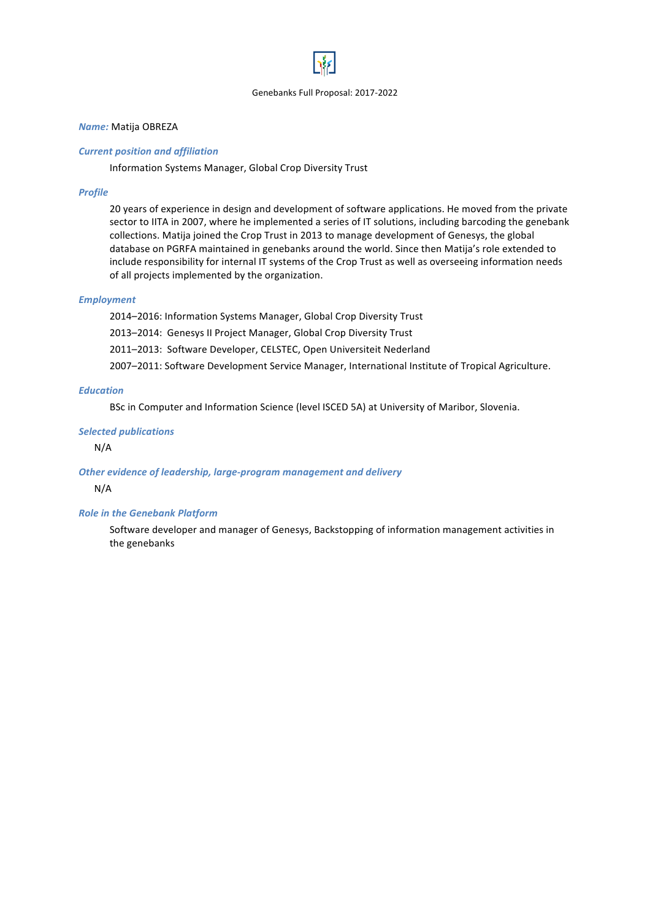Genebanks Full Proposal: 2017-2022

***Name:*** Matija OBREZA

***Current position and affiliation***

Information Systems Manager, Global Crop Diversity Trust

***Profile***

20 years of experience in design and development of software applications. He moved from the private sector to IITA in 2007, where he implemented a series of IT solutions, including barcoding the genebank collections. Matija joined the Crop Trust in 2013 to manage development of Genesys, the global database on PGRFA maintained in genebanks around the world. Since then Matija's role extended to include responsibility for internal IT systems of the Crop Trust as well as overseeing information needs of all projects implemented by the organization.

***Employment***

2014–2016: Information Systems Manager, Global Crop Diversity Trust

2013–2014: Genesys II Project Manager, Global Crop Diversity Trust

2011–2013: Software Developer, CELSTEC, Open Universiteit Nederland

2007–2011: Software Development Service Manager, International Institute of Tropical Agriculture.

***Education***

BSc in Computer and Information Science (level ISCED 5A) at University of Maribor, Slovenia.

***Selected publications***

N/A

***Other evidence of leadership, large-program management and delivery***

N/A

***Role in the Genebank Platform***

Software developer and manager of Genesys, Backstopping of information management activities in the genebanks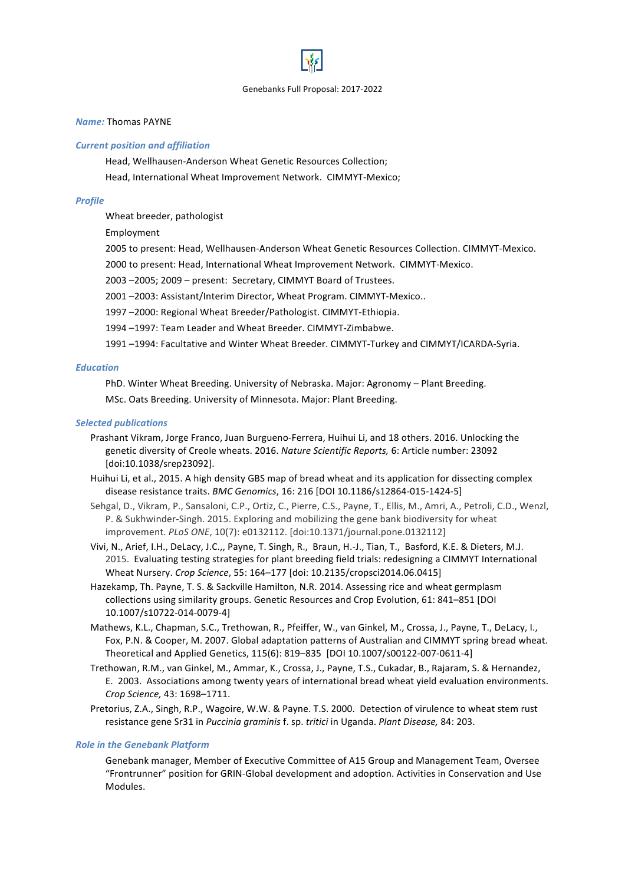*Name:* Thomas PAYNE

*Current position and affiliation*

Head, Wellhausen-Anderson Wheat Genetic Resources Collection;

Head, International Wheat Improvement Network. CIMMYT-Mexico;

*Profile*

Wheat breeder, pathologist

Employment

2005 to present: Head, Wellhausen-Anderson Wheat Genetic Resources Collection. CIMMYT-Mexico.

2000 to present: Head, International Wheat Improvement Network. CIMMYT-Mexico.

2003 –2005; 2009 – present: Secretary, CIMMYT Board of Trustees.

2001 –2003: Assistant/Interim Director, Wheat Program. CIMMYT-Mexico..

1997 –2000: Regional Wheat Breeder/Pathologist. CIMMYT-Ethiopia.

1994 –1997: Team Leader and Wheat Breeder. CIMMYT-Zimbabwe.

1991 –1994: Facultative and Winter Wheat Breeder. CIMMYT-Turkey and CIMMYT/ICARDA-Syria.

*Education*

PhD. Winter Wheat Breeding. University of Nebraska. Major: Agronomy – Plant Breeding.

MSc. Oats Breeding. University of Minnesota. Major: Plant Breeding.

*Selected publications*

Prashant Vikram, Jorge Franco, Juan Burgueno-Ferrera, Huihui Li, and 18 others. 2016. Unlocking the genetic diversity of Creole wheats. 2016. *Nature Scientific Reports,* 6: Article number: 23092 [doi:10.1038/srep23092].

Huihui Li, et al., 2015. A high density GBS map of bread wheat and its application for dissecting complex disease resistance traits. *BMC Genomics*, 16: 216 [DOI 10.1186/s12864-015-1424-5]

Sehgal, D., Vikram, P., Sansaloni, C.P., Ortiz, C., Pierre, C.S., Payne, T., Ellis, M., Amri, A., Petroli, C.D., Wenzl, P. & Sukhwinder-Singh. 2015. Exploring and mobilizing the gene bank biodiversity for wheat improvement. *PLoS ONE*, 10(7): e0132112. [doi:10.1371/journal.pone.0132112]

Vivi, N., Arief, I.H., DeLacy, J.C.,, Payne, T. Singh, R., Braun, H.-J., Tian, T., Basford, K.E. & Dieters, M.J. 2015. Evaluating testing strategies for plant breeding field trials: redesigning a CIMMYT International Wheat Nursery. *Crop Science*, 55: 164–177 [doi: 10.2135/cropsci2014.06.0415]

Hazekamp, Th. Payne, T. S. & Sackville Hamilton, N.R. 2014. Assessing rice and wheat germplasm collections using similarity groups. Genetic Resources and Crop Evolution, 61: 841–851 [DOI 10.1007/s10722-014-0079-4]

Mathews, K.L., Chapman, S.C., Trethowan, R., Pfeiffer, W., van Ginkel, M., Crossa, J., Payne, T., DeLacy, I., Fox, P.N. & Cooper, M. 2007. Global adaptation patterns of Australian and CIMMYT spring bread wheat. Theoretical and Applied Genetics, 115(6): 819–835 [DOI 10.1007/s00122-007-0611-4]

Trethowan, R.M., van Ginkel, M., Ammar, K., Crossa, J., Payne, T.S., Cukadar, B., Rajaram, S. & Hernandez, E. 2003. Associations among twenty years of international bread wheat yield evaluation environments. *Crop Science,* 43: 1698–1711.

Pretorius, Z.A., Singh, R.P., Wagoire, W.W. & Payne. T.S. 2000. Detection of virulence to wheat stem rust resistance gene Sr31 in *Puccinia graminis* f. sp. *tritici* in Uganda. *Plant Disease,* 84: 203.

*Role in the Genebank Platform*

Genebank manager, Member of Executive Committee of A15 Group and Management Team, Oversee "Frontrunner" position for GRIN-Global development and adoption. Activities in Conservation and Use Modules.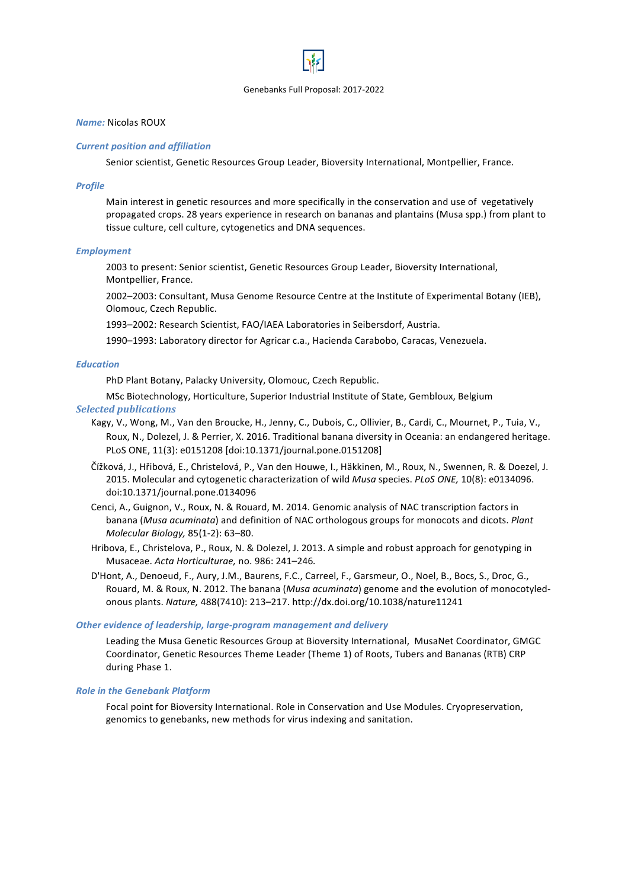*Name:* Nicolas ROUX

*Current position and affiliation*

Senior scientist, Genetic Resources Group Leader, Bioversity International, Montpellier, France.

*Profile*

Main interest in genetic resources and more specifically in the conservation and use of vegetatively propagated crops. 28 years experience in research on bananas and plantains (Musa spp.) from plant to tissue culture, cell culture, cytogenetics and DNA sequences.

*Employment*

2003 to present: Senior scientist, Genetic Resources Group Leader, Bioversity International, Montpellier, France.

2002–2003: Consultant, Musa Genome Resource Centre at the Institute of Experimental Botany (IEB), Olomouc, Czech Republic.

1993–2002: Research Scientist, FAO/IAEA Laboratories in Seibersdorf, Austria.

1990–1993: Laboratory director for Agricar c.a., Hacienda Carabobo, Caracas, Venezuela.

*Education*

PhD Plant Botany, Palacky University, Olomouc, Czech Republic.

MSc Biotechnology, Horticulture, Superior Industrial Institute of State, Gembloux, Belgium

*Selected publications*

Kagy, V., Wong, M., Van den Broucke, H., Jenny, C., Dubois, C., Ollivier, B., Cardi, C., Mournet, P., Tuia, V., Roux, N., Dolezel, J. & Perrier, X. 2016. Traditional banana diversity in Oceania: an endangered heritage. PLoS ONE, 11(3): e0151208 [doi:10.1371/journal.pone.0151208]

Čížková, J., Hřibová, E., Christelová, P., Van den Houwe, I., Häkkinen, M., Roux, N., Swennen, R. & Doezel, J. 2015. Molecular and cytogenetic characterization of wild *Musa* species. *PLoS ONE,* 10(8): e0134096. doi:10.1371/journal.pone.0134096

Cenci, A., Guignon, V., Roux, N. & Rouard, M. 2014. Genomic analysis of NAC transcription factors in banana (*Musa acuminata*) and definition of NAC orthologous groups for monocots and dicots. *Plant Molecular Biology,* 85(1-2): 63–80.

Hribova, E., Christelova, P., Roux, N. & Dolezel, J. 2013. A simple and robust approach for genotyping in Musaceae. *Acta Horticulturae,* no. 986: 241–246.

D'Hont, A., Denoeud, F., Aury, J.M., Baurens, F.C., Carreel, F., Garsmeur, O., Noel, B., Bocs, S., Droc, G., Rouard, M. & Roux, N. 2012. The banana (*Musa acuminata*) genome and the evolution of monocotyled-onous plants. *Nature,* 488(7410): 213–217. http://dx.doi.org/10.1038/nature11241

*Other evidence of leadership, large-program management and delivery*

Leading the Musa Genetic Resources Group at Bioversity International, MusaNet Coordinator, GMGC Coordinator, Genetic Resources Theme Leader (Theme 1) of Roots, Tubers and Bananas (RTB) CRP during Phase 1.

*Role in the Genebank Platform*

Focal point for Bioversity International. Role in Conservation and Use Modules. Cryopreservation, genomics to genebanks, new methods for virus indexing and sanitation.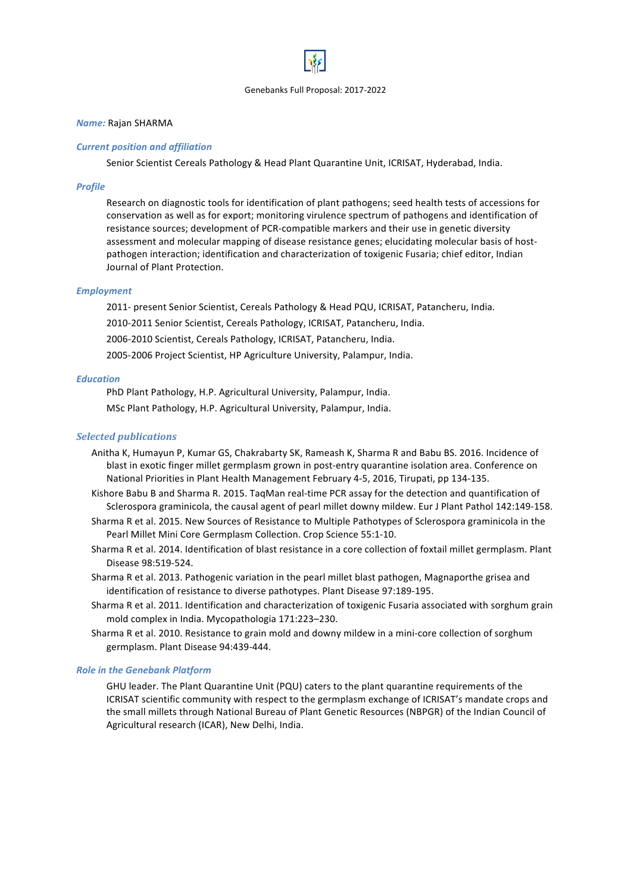**Name:** Rajan SHARMA

### Current position and affiliation

Senior Scientist Cereals Pathology & Head Plant Quarantine Unit, ICRISAT, Hyderabad, India.

### Profile

Research on diagnostic tools for identification of plant pathogens; seed health tests of accessions for conservation as well as for export; monitoring virulence spectrum of pathogens and identification of resistance sources; development of PCR-compatible markers and their use in genetic diversity assessment and molecular mapping of disease resistance genes; elucidating molecular basis of host-pathogen interaction; identification and characterization of toxigenic Fusaria; chief editor, Indian Journal of Plant Protection.

### Employment

2011- present Senior Scientist, Cereals Pathology & Head PQU, ICRISAT, Patancheru, India.

2010-2011 Senior Scientist, Cereals Pathology, ICRISAT, Patancheru, India.

2006-2010 Scientist, Cereals Pathology, ICRISAT, Patancheru, India.

2005-2006 Project Scientist, HP Agriculture University, Palampur, India.

### Education

PhD Plant Pathology, H.P. Agricultural University, Palampur, India.

MSc Plant Pathology, H.P. Agricultural University, Palampur, India.

### Selected publications

Anitha K, Humayun P, Kumar GS, Chakrabarty SK, Rameash K, Sharma R and Babu BS. 2016. Incidence of blast in exotic finger millet germplasm grown in post-entry quarantine isolation area. Conference on National Priorities in Plant Health Management February 4-5, 2016, Tirupati, pp 134-135.

Kishore Babu B and Sharma R. 2015. TaqMan real-time PCR assay for the detection and quantification of Sclerospora graminicola, the causal agent of pearl millet downy mildew. Eur J Plant Pathol 142:149-158.

Sharma R et al. 2015. New Sources of Resistance to Multiple Pathotypes of Sclerospora graminicola in the Pearl Millet Mini Core Germplasm Collection. Crop Science 55:1-10.

Sharma R et al. 2014. Identification of blast resistance in a core collection of foxtail millet germplasm. Plant Disease 98:519-524.

Sharma R et al. 2013. Pathogenic variation in the pearl millet blast pathogen, Magnaporthe grisea and identification of resistance to diverse pathotypes. Plant Disease 97:189-195.

Sharma R et al. 2011. Identification and characterization of toxigenic Fusaria associated with sorghum grain mold complex in India. Mycopathologia 171:223–230.

Sharma R et al. 2010. Resistance to grain mold and downy mildew in a mini-core collection of sorghum germplasm. Plant Disease 94:439-444.

### Role in the Genebank Platform

GHU leader. The Plant Quarantine Unit (PQU) caters to the plant quarantine requirements of the ICRISAT scientific community with respect to the germplasm exchange of ICRISAT's mandate crops and the small millets through National Bureau of Plant Genetic Resources (NBPGR) of the Indian Council of Agricultural research (ICAR), New Delhi, India.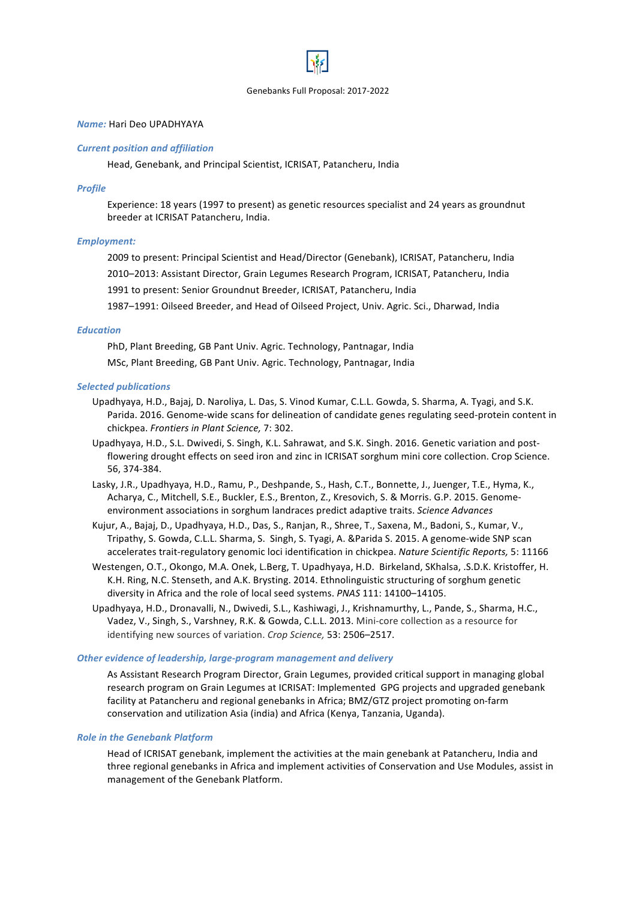Genebanks Full Proposal: 2017-2022

*Name:* Hari Deo UPADHYAYA

*Current position and affiliation*

Head, Genebank, and Principal Scientist, ICRISAT, Patancheru, India

*Profile*

Experience: 18 years (1997 to present) as genetic resources specialist and 24 years as groundnut breeder at ICRISAT Patancheru, India.

*Employment:*

2009 to present: Principal Scientist and Head/Director (Genebank), ICRISAT, Patancheru, India

2010–2013: Assistant Director, Grain Legumes Research Program, ICRISAT, Patancheru, India

1991 to present: Senior Groundnut Breeder, ICRISAT, Patancheru, India

1987–1991: Oilseed Breeder, and Head of Oilseed Project, Univ. Agric. Sci., Dharwad, India

*Education*

PhD, Plant Breeding, GB Pant Univ. Agric. Technology, Pantnagar, India

MSc, Plant Breeding, GB Pant Univ. Agric. Technology, Pantnagar, India

*Selected publications*

Upadhyaya, H.D., Bajaj, D. Naroliya, L. Das, S. Vinod Kumar, C.L.L. Gowda, S. Sharma, A. Tyagi, and S.K. Parida. 2016. Genome-wide scans for delineation of candidate genes regulating seed-protein content in chickpea. *Frontiers in Plant Science,* 7: 302.

Upadhyaya, H.D., S.L. Dwivedi, S. Singh, K.L. Sahrawat, and S.K. Singh. 2016. Genetic variation and post-flowering drought effects on seed iron and zinc in ICRISAT sorghum mini core collection. Crop Science. 56, 374-384.

Lasky, J.R., Upadhyaya, H.D., Ramu, P., Deshpande, S., Hash, C.T., Bonnette, J., Juenger, T.E., Hyma, K., Acharya, C., Mitchell, S.E., Buckler, E.S., Brenton, Z., Kresovich, S. & Morris. G.P. 2015. Genome-environment associations in sorghum landraces predict adaptive traits. *Science Advances*

Kujur, A., Bajaj, D., Upadhyaya, H.D., Das, S., Ranjan, R., Shree, T., Saxena, M., Badoni, S., Kumar, V., Tripathy, S. Gowda, C.L.L. Sharma, S. Singh, S. Tyagi, A. &Parida S. 2015. A genome-wide SNP scan accelerates trait-regulatory genomic loci identification in chickpea. *Nature Scientific Reports,* 5: 11166

Westengen, O.T., Okongo, M.A. Onek, L.Berg, T. Upadhyaya, H.D. Birkeland, SKhalsa, .S.D.K. Kristoffer, H. K.H. Ring, N.C. Stenseth, and A.K. Brysting. 2014. Ethnolinguistic structuring of sorghum genetic diversity in Africa and the role of local seed systems. *PNAS* 111: 14100–14105.

Upadhyaya, H.D., Dronavalli, N., Dwivedi, S.L., Kashiwagi, J., Krishnamurthy, L., Pande, S., Sharma, H.C., Vadez, V., Singh, S., Varshney, R.K. & Gowda, C.L.L. 2013. Mini-core collection as a resource for identifying new sources of variation. *Crop Science,* 53: 2506–2517.

*Other evidence of leadership, large-program management and delivery*

As Assistant Research Program Director, Grain Legumes, provided critical support in managing global research program on Grain Legumes at ICRISAT: Implemented GPG projects and upgraded genebank facility at Patancheru and regional genebanks in Africa; BMZ/GTZ project promoting on-farm conservation and utilization Asia (india) and Africa (Kenya, Tanzania, Uganda).

*Role in the Genebank Platform*

Head of ICRISAT genebank, implement the activities at the main genebank at Patancheru, India and three regional genebanks in Africa and implement activities of Conservation and Use Modules, assist in management of the Genebank Platform.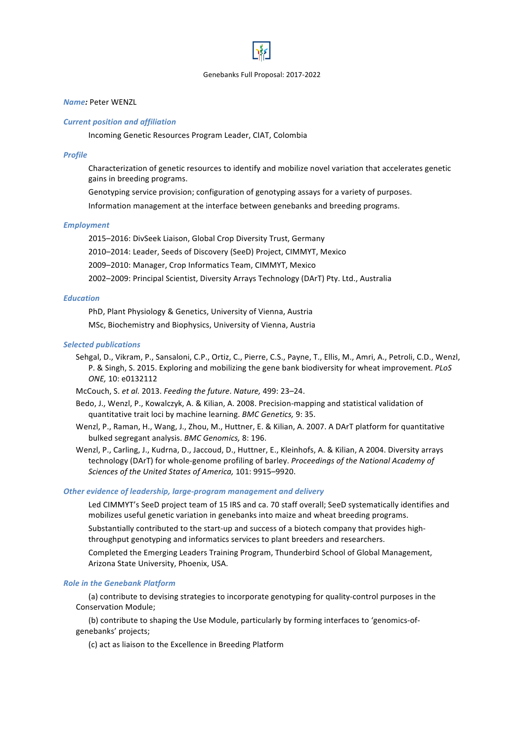**Name:** Peter WENZL

***Current position and affiliation***

Incoming Genetic Resources Program Leader, CIAT, Colombia

***Profile***

Characterization of genetic resources to identify and mobilize novel variation that accelerates genetic gains in breeding programs.

Genotyping service provision; configuration of genotyping assays for a variety of purposes.

Information management at the interface between genebanks and breeding programs.

***Employment***

2015–2016: DivSeek Liaison, Global Crop Diversity Trust, Germany

2010–2014: Leader, Seeds of Discovery (SeeD) Project, CIMMYT, Mexico

2009–2010: Manager, Crop Informatics Team, CIMMYT, Mexico

2002–2009: Principal Scientist, Diversity Arrays Technology (DArT) Pty. Ltd., Australia

***Education***

PhD, Plant Physiology & Genetics, University of Vienna, Austria

MSc, Biochemistry and Biophysics, University of Vienna, Austria

***Selected publications***

Sehgal, D., Vikram, P., Sansaloni, C.P., Ortiz, C., Pierre, C.S., Payne, T., Ellis, M., Amri, A., Petroli, C.D., Wenzl, P. & Singh, S. 2015. Exploring and mobilizing the gene bank biodiversity for wheat improvement. *PLoS ONE,* 10: e0132112

McCouch, S. *et al.* 2013. *Feeding the future*. *Nature,* 499: 23–24.

Bedo, J., Wenzl, P., Kowalczyk, A. & Kilian, A. 2008. Precision-mapping and statistical validation of quantitative trait loci by machine learning. *BMC Genetics,* 9: 35.

Wenzl, P., Raman, H., Wang, J., Zhou, M., Huttner, E. & Kilian, A. 2007. A DArT platform for quantitative bulked segregant analysis. *BMC Genomics,* 8: 196.

Wenzl, P., Carling, J., Kudrna, D., Jaccoud, D., Huttner, E., Kleinhofs, A. & Kilian, A 2004. Diversity arrays technology (DArT) for whole-genome profiling of barley. *Proceedings of the National Academy of Sciences of the United States of America,* 101: 9915–9920.

***Other evidence of leadership, large-program management and delivery***

Led CIMMYT's SeeD project team of 15 IRS and ca. 70 staff overall; SeeD systematically identifies and mobilizes useful genetic variation in genebanks into maize and wheat breeding programs.

Substantially contributed to the start-up and success of a biotech company that provides high-throughput genotyping and informatics services to plant breeders and researchers.

Completed the Emerging Leaders Training Program, Thunderbird School of Global Management, Arizona State University, Phoenix, USA.

***Role in the Genebank Platform***

(a) contribute to devising strategies to incorporate genotyping for quality-control purposes in the Conservation Module;

(b) contribute to shaping the Use Module, particularly by forming interfaces to 'genomics-of-genebanks' projects;

(c) act as liaison to the Excellence in Breeding Platform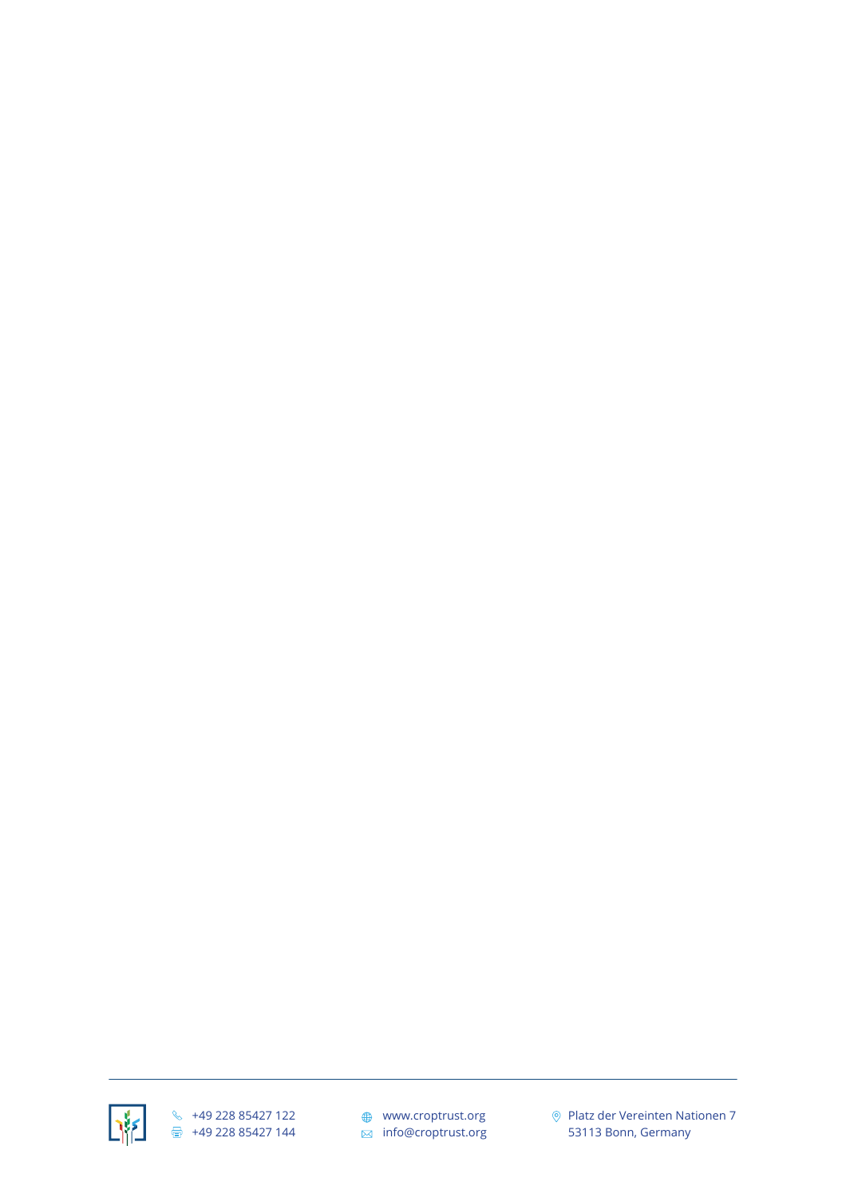+49 228 85427 122
+49 228 85427 144

www.croptrust.org
info@croptrust.org

Platz der Vereinten Nationen 7
53113 Bonn, Germany